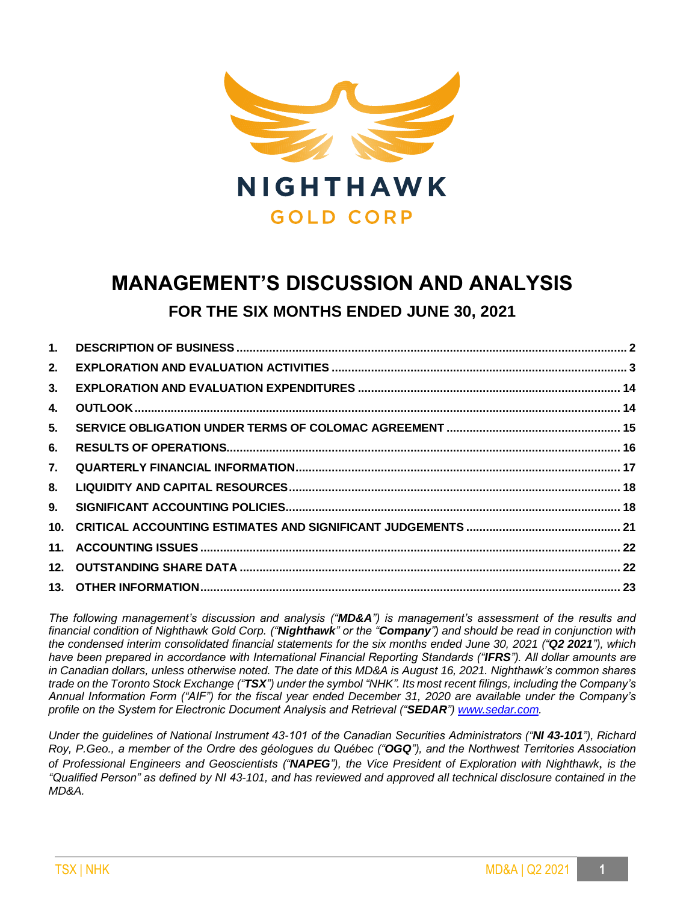NIGHTHAWK

GOLD CORP

# MANAGEMENT'S DISCUSSION AND ANALYSIS

## FOR THE SIX MONTHS ENDED JUNE 30, 2021

| | | |
|---|---|---|
| 1. | DESCRIPTION OF BUSINESS | 2 |
| 2. | EXPLORATION AND EVALUATION ACTIVITIES | 3 |
| 3. | EXPLORATION AND EVALUATION EXPENDITURES | 14 |
| 4. | OUTLOOK | 14 |
| 5. | SERVICE OBLIGATION UNDER TERMS OF COLOMAC AGREEMENT | 15 |
| 6. | RESULTS OF OPERATIONS | 16 |
| 7. | QUARTERLY FINANCIAL INFORMATION | 17 |
| 8. | LIQUIDITY AND CAPITAL RESOURCES | 18 |
| 9. | SIGNIFICANT ACCOUNTING POLICIES | 18 |
| 10. | CRITICAL ACCOUNTING ESTIMATES AND SIGNIFICANT JUDGEMENTS | 21 |
| 11. | ACCOUNTING ISSUES | 22 |
| 12. | OUTSTANDING SHARE DATA | 22 |
| 13. | OTHER INFORMATION | 23 |

*The following management's discussion and analysis ("**MD&A**") is management's assessment of the results and financial condition of Nighthawk Gold Corp. ("**Nighthawk**" or the "**Company**") and should be read in conjunction with the condensed interim consolidated financial statements for the six months ended June 30, 2021 ("**Q2 2021**"), which have been prepared in accordance with International Financial Reporting Standards ("**IFRS**"). All dollar amounts are in Canadian dollars, unless otherwise noted. The date of this MD&A is August 16, 2021. Nighthawk's common shares trade on the Toronto Stock Exchange ("**TSX**") under the symbol "NHK". Its most recent filings, including the Company's Annual Information Form ("AIF") for the fiscal year ended December 31, 2020 are available under the Company's profile on the System for Electronic Document Analysis and Retrieval ("**SEDAR**") www.sedar.com.*

*Under the guidelines of National Instrument 43-101 of the Canadian Securities Administrators ("**NI 43-101**"), Richard Roy, P.Geo., a member of the Ordre des géologues du Québec ("**OGQ**"), and the Northwest Territories Association of Professional Engineers and Geoscientists ("**NAPEG**"), the Vice President of Exploration with Nighthawk, is the "Qualified Person" as defined by NI 43-101, and has reviewed and approved all technical disclosure contained in the MD&A.*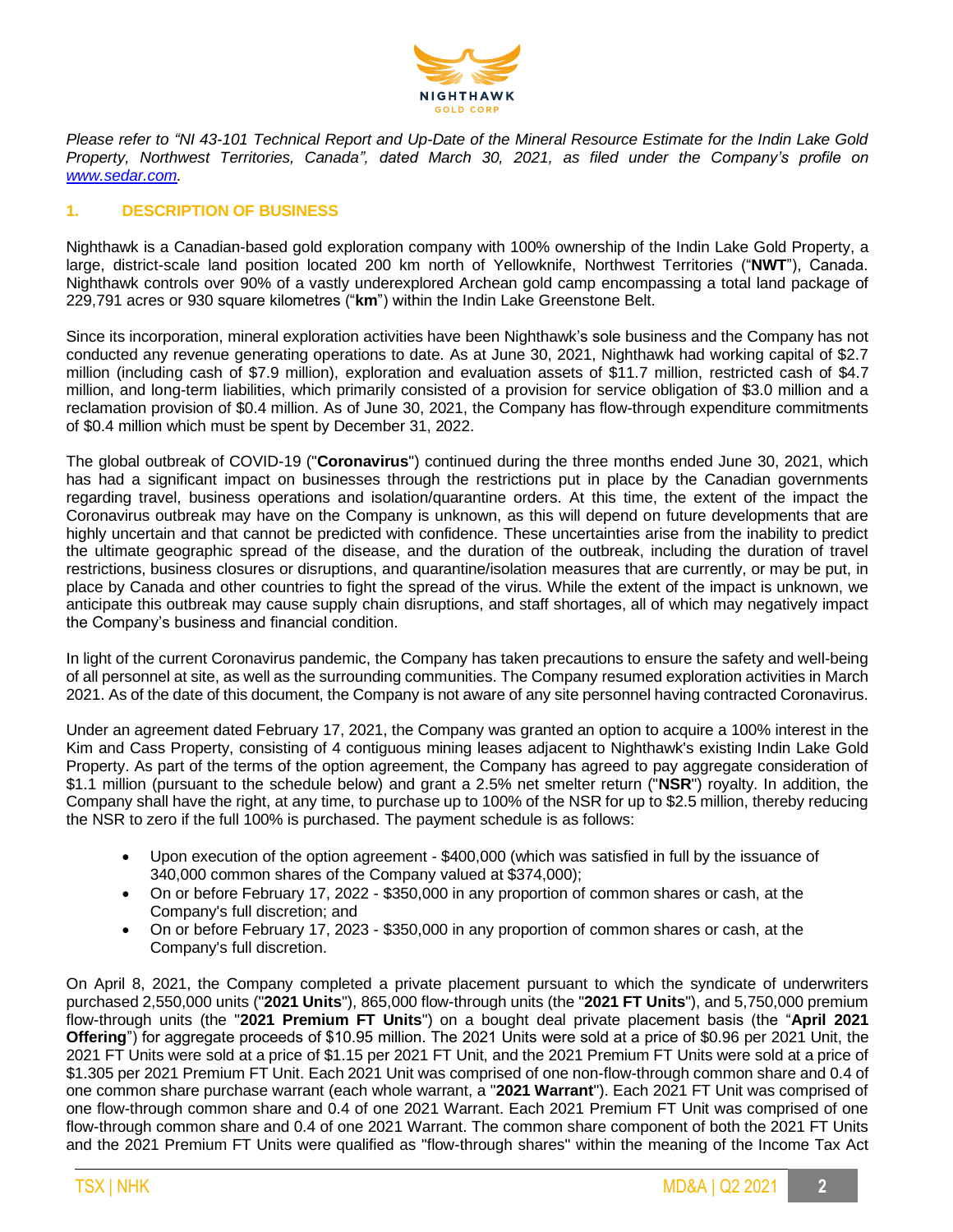*Please refer to "NI 43-101 Technical Report and Up-Date of the Mineral Resource Estimate for the Indin Lake Gold Property, Northwest Territories, Canada", dated March 30, 2021, as filed under the Company's profile on [www.sedar.com](www.sedar.com).*

## 1. DESCRIPTION OF BUSINESS

Nighthawk is a Canadian-based gold exploration company with 100% ownership of the Indin Lake Gold Property, a large, district-scale land position located 200 km north of Yellowknife, Northwest Territories ("**NWT**"), Canada. Nighthawk controls over 90% of a vastly underexplored Archean gold camp encompassing a total land package of 229,791 acres or 930 square kilometres ("**km**") within the Indin Lake Greenstone Belt.

Since its incorporation, mineral exploration activities have been Nighthawk's sole business and the Company has not conducted any revenue generating operations to date. As at June 30, 2021, Nighthawk had working capital of $2.7 million (including cash of $7.9 million), exploration and evaluation assets of $11.7 million, restricted cash of $4.7 million, and long-term liabilities, which primarily consisted of a provision for service obligation of $3.0 million and a reclamation provision of $0.4 million. As of June 30, 2021, the Company has flow-through expenditure commitments of $0.4 million which must be spent by December 31, 2022.

The global outbreak of COVID-19 ("**Coronavirus**") continued during the three months ended June 30, 2021, which has had a significant impact on businesses through the restrictions put in place by the Canadian governments regarding travel, business operations and isolation/quarantine orders. At this time, the extent of the impact the Coronavirus outbreak may have on the Company is unknown, as this will depend on future developments that are highly uncertain and that cannot be predicted with confidence. These uncertainties arise from the inability to predict the ultimate geographic spread of the disease, and the duration of the outbreak, including the duration of travel restrictions, business closures or disruptions, and quarantine/isolation measures that are currently, or may be put, in place by Canada and other countries to fight the spread of the virus. While the extent of the impact is unknown, we anticipate this outbreak may cause supply chain disruptions, and staff shortages, all of which may negatively impact the Company's business and financial condition.

In light of the current Coronavirus pandemic, the Company has taken precautions to ensure the safety and well-being of all personnel at site, as well as the surrounding communities. The Company resumed exploration activities in March 2021. As of the date of this document, the Company is not aware of any site personnel having contracted Coronavirus.

Under an agreement dated February 17, 2021, the Company was granted an option to acquire a 100% interest in the Kim and Cass Property, consisting of 4 contiguous mining leases adjacent to Nighthawk's existing Indin Lake Gold Property. As part of the terms of the option agreement, the Company has agreed to pay aggregate consideration of $1.1 million (pursuant to the schedule below) and grant a 2.5% net smelter return ("**NSR**") royalty. In addition, the Company shall have the right, at any time, to purchase up to 100% of the NSR for up to $2.5 million, thereby reducing the NSR to zero if the full 100% is purchased. The payment schedule is as follows:

- Upon execution of the option agreement - $400,000 (which was satisfied in full by the issuance of 340,000 common shares of the Company valued at $374,000);
- On or before February 17, 2022 - $350,000 in any proportion of common shares or cash, at the Company's full discretion; and
- On or before February 17, 2023 - $350,000 in any proportion of common shares or cash, at the Company's full discretion.

On April 8, 2021, the Company completed a private placement pursuant to which the syndicate of underwriters purchased 2,550,000 units ("**2021 Units**"), 865,000 flow-through units (the "**2021 FT Units**"), and 5,750,000 premium flow-through units (the "**2021 Premium FT Units**") on a bought deal private placement basis (the "**April 2021 Offering**") for aggregate proceeds of $10.95 million. The 2021 Units were sold at a price of $0.96 per 2021 Unit, the 2021 FT Units were sold at a price of $1.15 per 2021 FT Unit, and the 2021 Premium FT Units were sold at a price of $1.305 per 2021 Premium FT Unit. Each 2021 Unit was comprised of one non-flow-through common share and 0.4 of one common share purchase warrant (each whole warrant, a "**2021 Warrant**"). Each 2021 FT Unit was comprised of one flow-through common share and 0.4 of one 2021 Warrant. Each 2021 Premium FT Unit was comprised of one flow-through common share and 0.4 of one 2021 Warrant. The common share component of both the 2021 FT Units and the 2021 Premium FT Units were qualified as "flow-through shares" within the meaning of the Income Tax Act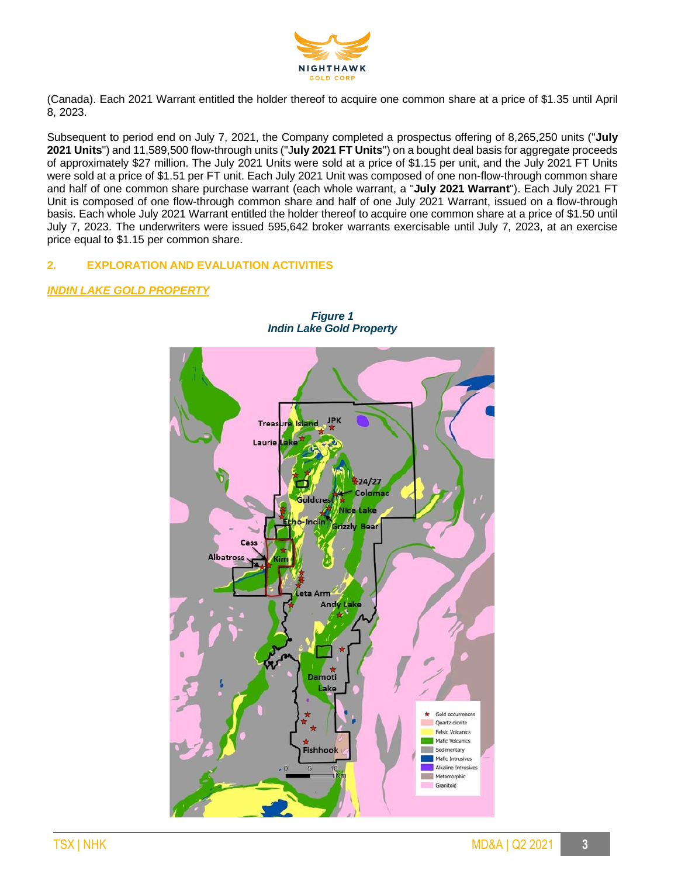(Canada). Each 2021 Warrant entitled the holder thereof to acquire one common share at a price of $1.35 until April 8, 2023.

Subsequent to period end on July 7, 2021, the Company completed a prospectus offering of 8,265,250 units ("**July 2021 Units**") and 11,589,500 flow-through units ("**July 2021 FT Units**") on a bought deal basis for aggregate proceeds of approximately $27 million. The July 2021 Units were sold at a price of $1.15 per unit, and the July 2021 FT Units were sold at a price of $1.51 per FT unit. Each July 2021 Unit was composed of one non-flow-through common share and half of one common share purchase warrant (each whole warrant, a "**July 2021 Warrant**"). Each July 2021 FT Unit is composed of one flow-through common share and half of one July 2021 Warrant, issued on a flow-through basis. Each whole July 2021 Warrant entitled the holder thereof to acquire one common share at a price of $1.50 until July 7, 2023. The underwriters were issued 595,642 broker warrants exercisable until July 7, 2023, at an exercise price equal to $1.15 per common share.

## 2. EXPLORATION AND EVALUATION ACTIVITIES

### *INDIN LAKE GOLD PROPERTY*

***Figure 1***
***Indin Lake Gold Property***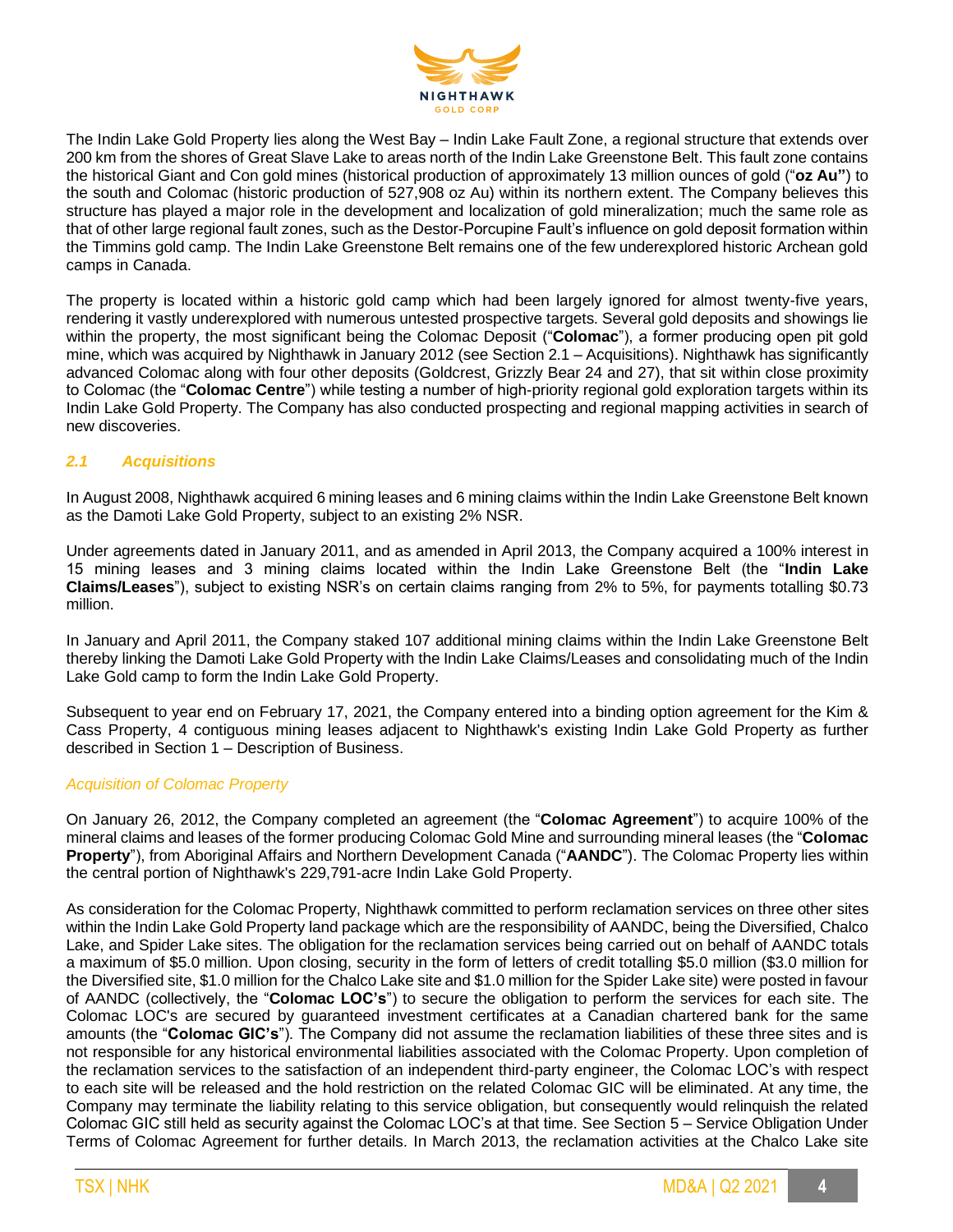The Indin Lake Gold Property lies along the West Bay – Indin Lake Fault Zone, a regional structure that extends over 200 km from the shores of Great Slave Lake to areas north of the Indin Lake Greenstone Belt. This fault zone contains the historical Giant and Con gold mines (historical production of approximately 13 million ounces of gold ("**oz Au"**) to the south and Colomac (historic production of 527,908 oz Au) within its northern extent. The Company believes this structure has played a major role in the development and localization of gold mineralization; much the same role as that of other large regional fault zones, such as the Destor-Porcupine Fault's influence on gold deposit formation within the Timmins gold camp. The Indin Lake Greenstone Belt remains one of the few underexplored historic Archean gold camps in Canada.

The property is located within a historic gold camp which had been largely ignored for almost twenty-five years, rendering it vastly underexplored with numerous untested prospective targets. Several gold deposits and showings lie within the property, the most significant being the Colomac Deposit ("**Colomac**"), a former producing open pit gold mine, which was acquired by Nighthawk in January 2012 (see Section 2.1 – Acquisitions). Nighthawk has significantly advanced Colomac along with four other deposits (Goldcrest, Grizzly Bear 24 and 27), that sit within close proximity to Colomac (the "**Colomac Centre**") while testing a number of high-priority regional gold exploration targets within its Indin Lake Gold Property. The Company has also conducted prospecting and regional mapping activities in search of new discoveries.

### *2.1 Acquisitions*

In August 2008, Nighthawk acquired 6 mining leases and 6 mining claims within the Indin Lake Greenstone Belt known as the Damoti Lake Gold Property, subject to an existing 2% NSR.

Under agreements dated in January 2011, and as amended in April 2013, the Company acquired a 100% interest in 15 mining leases and 3 mining claims located within the Indin Lake Greenstone Belt (the "**Indin Lake Claims/Leases**"), subject to existing NSR's on certain claims ranging from 2% to 5%, for payments totalling $0.73 million.

In January and April 2011, the Company staked 107 additional mining claims within the Indin Lake Greenstone Belt thereby linking the Damoti Lake Gold Property with the Indin Lake Claims/Leases and consolidating much of the Indin Lake Gold camp to form the Indin Lake Gold Property.

Subsequent to year end on February 17, 2021, the Company entered into a binding option agreement for the Kim & Cass Property, 4 contiguous mining leases adjacent to Nighthawk's existing Indin Lake Gold Property as further described in Section 1 – Description of Business.

*Acquisition of Colomac Property*

On January 26, 2012, the Company completed an agreement (the "**Colomac Agreement**") to acquire 100% of the mineral claims and leases of the former producing Colomac Gold Mine and surrounding mineral leases (the "**Colomac Property**"), from Aboriginal Affairs and Northern Development Canada ("**AANDC**"). The Colomac Property lies within the central portion of Nighthawk's 229,791-acre Indin Lake Gold Property.

As consideration for the Colomac Property, Nighthawk committed to perform reclamation services on three other sites within the Indin Lake Gold Property land package which are the responsibility of AANDC, being the Diversified, Chalco Lake, and Spider Lake sites. The obligation for the reclamation services being carried out on behalf of AANDC totals a maximum of $5.0 million. Upon closing, security in the form of letters of credit totalling $5.0 million ($3.0 million for the Diversified site, $1.0 million for the Chalco Lake site and $1.0 million for the Spider Lake site) were posted in favour of AANDC (collectively, the "**Colomac LOC's**") to secure the obligation to perform the services for each site. The Colomac LOC's are secured by guaranteed investment certificates at a Canadian chartered bank for the same amounts (the "**Colomac GIC's**"). The Company did not assume the reclamation liabilities of these three sites and is not responsible for any historical environmental liabilities associated with the Colomac Property. Upon completion of the reclamation services to the satisfaction of an independent third-party engineer, the Colomac LOC's with respect to each site will be released and the hold restriction on the related Colomac GIC will be eliminated. At any time, the Company may terminate the liability relating to this service obligation, but consequently would relinquish the related Colomac GIC still held as security against the Colomac LOC's at that time. See Section 5 – Service Obligation Under Terms of Colomac Agreement for further details. In March 2013, the reclamation activities at the Chalco Lake site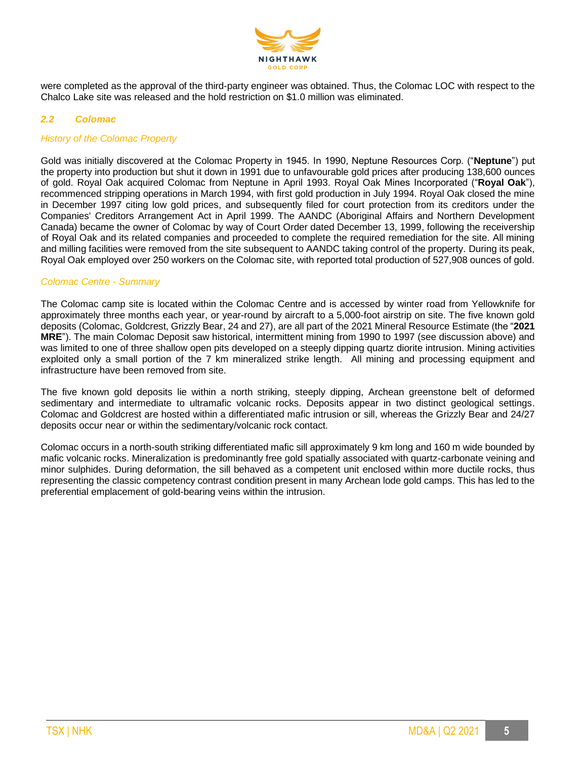were completed as the approval of the third-party engineer was obtained. Thus, the Colomac LOC with respect to the Chalco Lake site was released and the hold restriction on $1.0 million was eliminated.

## *2.2 Colomac*

### *History of the Colomac Property*

Gold was initially discovered at the Colomac Property in 1945. In 1990, Neptune Resources Corp. ("**Neptune**") put the property into production but shut it down in 1991 due to unfavourable gold prices after producing 138,600 ounces of gold. Royal Oak acquired Colomac from Neptune in April 1993. Royal Oak Mines Incorporated ("**Royal Oak**"), recommenced stripping operations in March 1994, with first gold production in July 1994. Royal Oak closed the mine in December 1997 citing low gold prices, and subsequently filed for court protection from its creditors under the Companies' Creditors Arrangement Act in April 1999. The AANDC (Aboriginal Affairs and Northern Development Canada) became the owner of Colomac by way of Court Order dated December 13, 1999, following the receivership of Royal Oak and its related companies and proceeded to complete the required remediation for the site. All mining and milling facilities were removed from the site subsequent to AANDC taking control of the property. During its peak, Royal Oak employed over 250 workers on the Colomac site, with reported total production of 527,908 ounces of gold.

### *Colomac Centre - Summary*

The Colomac camp site is located within the Colomac Centre and is accessed by winter road from Yellowknife for approximately three months each year, or year-round by aircraft to a 5,000-foot airstrip on site. The five known gold deposits (Colomac, Goldcrest, Grizzly Bear, 24 and 27), are all part of the 2021 Mineral Resource Estimate (the "**2021 MRE**"). The main Colomac Deposit saw historical, intermittent mining from 1990 to 1997 (see discussion above) and was limited to one of three shallow open pits developed on a steeply dipping quartz diorite intrusion. Mining activities exploited only a small portion of the 7 km mineralized strike length. All mining and processing equipment and infrastructure have been removed from site.

The five known gold deposits lie within a north striking, steeply dipping, Archean greenstone belt of deformed sedimentary and intermediate to ultramafic volcanic rocks. Deposits appear in two distinct geological settings. Colomac and Goldcrest are hosted within a differentiated mafic intrusion or sill, whereas the Grizzly Bear and 24/27 deposits occur near or within the sedimentary/volcanic rock contact.

Colomac occurs in a north-south striking differentiated mafic sill approximately 9 km long and 160 m wide bounded by mafic volcanic rocks. Mineralization is predominantly free gold spatially associated with quartz-carbonate veining and minor sulphides. During deformation, the sill behaved as a competent unit enclosed within more ductile rocks, thus representing the classic competency contrast condition present in many Archean lode gold camps. This has led to the preferential emplacement of gold-bearing veins within the intrusion.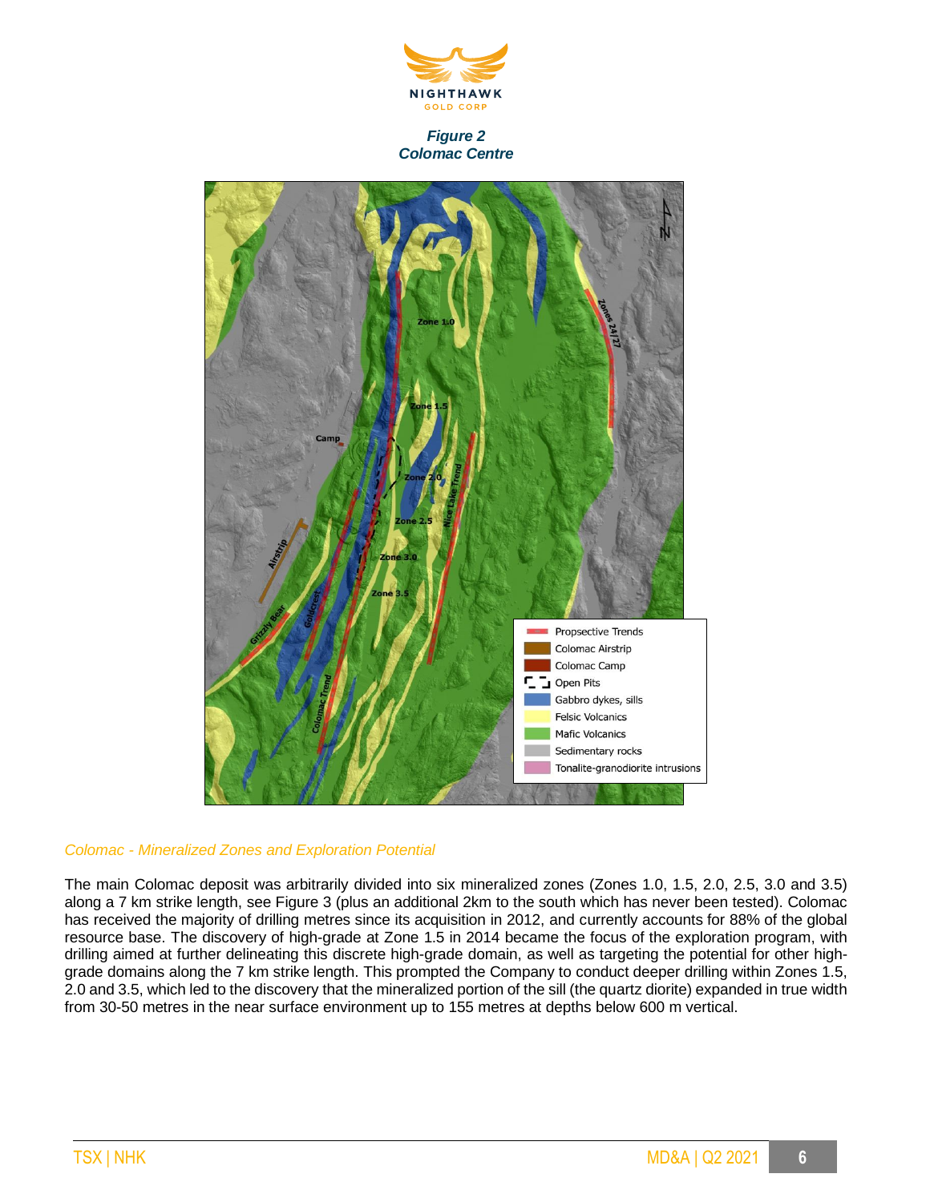*Figure 2*
*Colomac Centre*

*Colomac - Mineralized Zones and Exploration Potential*

The main Colomac deposit was arbitrarily divided into six mineralized zones (Zones 1.0, 1.5, 2.0, 2.5, 3.0 and 3.5) along a 7 km strike length, see Figure 3 (plus an additional 2km to the south which has never been tested). Colomac has received the majority of drilling metres since its acquisition in 2012, and currently accounts for 88% of the global resource base. The discovery of high-grade at Zone 1.5 in 2014 became the focus of the exploration program, with drilling aimed at further delineating this discrete high-grade domain, as well as targeting the potential for other high-grade domains along the 7 km strike length. This prompted the Company to conduct deeper drilling within Zones 1.5, 2.0 and 3.5, which led to the discovery that the mineralized portion of the sill (the quartz diorite) expanded in true width from 30-50 metres in the near surface environment up to 155 metres at depths below 600 m vertical.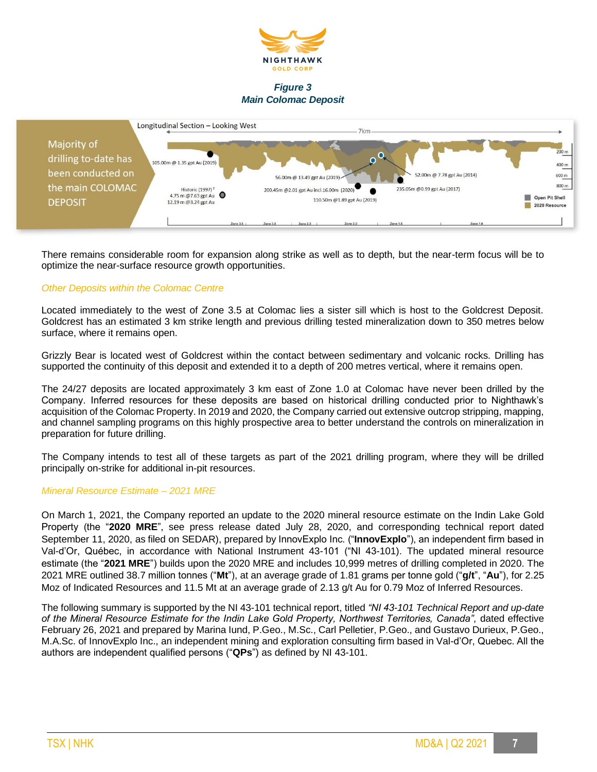*Figure 3*
*Main Colomac Deposit*

There remains considerable room for expansion along strike as well as to depth, but the near-term focus will be to optimize the near-surface resource growth opportunities.

*Other Deposits within the Colomac Centre*

Located immediately to the west of Zone 3.5 at Colomac lies a sister sill which is host to the Goldcrest Deposit. Goldcrest has an estimated 3 km strike length and previous drilling tested mineralization down to 350 metres below surface, where it remains open.

Grizzly Bear is located west of Goldcrest within the contact between sedimentary and volcanic rocks. Drilling has supported the continuity of this deposit and extended it to a depth of 200 metres vertical, where it remains open.

The 24/27 deposits are located approximately 3 km east of Zone 1.0 at Colomac have never been drilled by the Company. Inferred resources for these deposits are based on historical drilling conducted prior to Nighthawk's acquisition of the Colomac Property. In 2019 and 2020, the Company carried out extensive outcrop stripping, mapping, and channel sampling programs on this highly prospective area to better understand the controls on mineralization in preparation for future drilling.

The Company intends to test all of these targets as part of the 2021 drilling program, where they will be drilled principally on-strike for additional in-pit resources.

*Mineral Resource Estimate – 2021 MRE*

On March 1, 2021, the Company reported an update to the 2020 mineral resource estimate on the Indin Lake Gold Property (the "**2020 MRE**", see press release dated July 28, 2020, and corresponding technical report dated September 11, 2020, as filed on SEDAR), prepared by InnovExplo Inc. ("**InnovExplo**"), an independent firm based in Val-d'Or, Québec, in accordance with National Instrument 43-101 ("NI 43-101). The updated mineral resource estimate (the "**2021 MRE**") builds upon the 2020 MRE and includes 10,999 metres of drilling completed in 2020. The 2021 MRE outlined 38.7 million tonnes ("**Mt**"), at an average grade of 1.81 grams per tonne gold ("**g/t**", "**Au**"), for 2.25 Moz of Indicated Resources and 11.5 Mt at an average grade of 2.13 g/t Au for 0.79 Moz of Inferred Resources.

The following summary is supported by the NI 43-101 technical report, titled *"NI 43-101 Technical Report and up-date of the Mineral Resource Estimate for the Indin Lake Gold Property, Northwest Territories, Canada",* dated effective February 26, 2021 and prepared by Marina Iund, P.Geo., M.Sc., Carl Pelletier, P.Geo., and Gustavo Durieux, P.Geo., M.A.Sc. of InnovExplo Inc., an independent mining and exploration consulting firm based in Val-d'Or, Quebec. All the authors are independent qualified persons ("**QPs**") as defined by NI 43-101.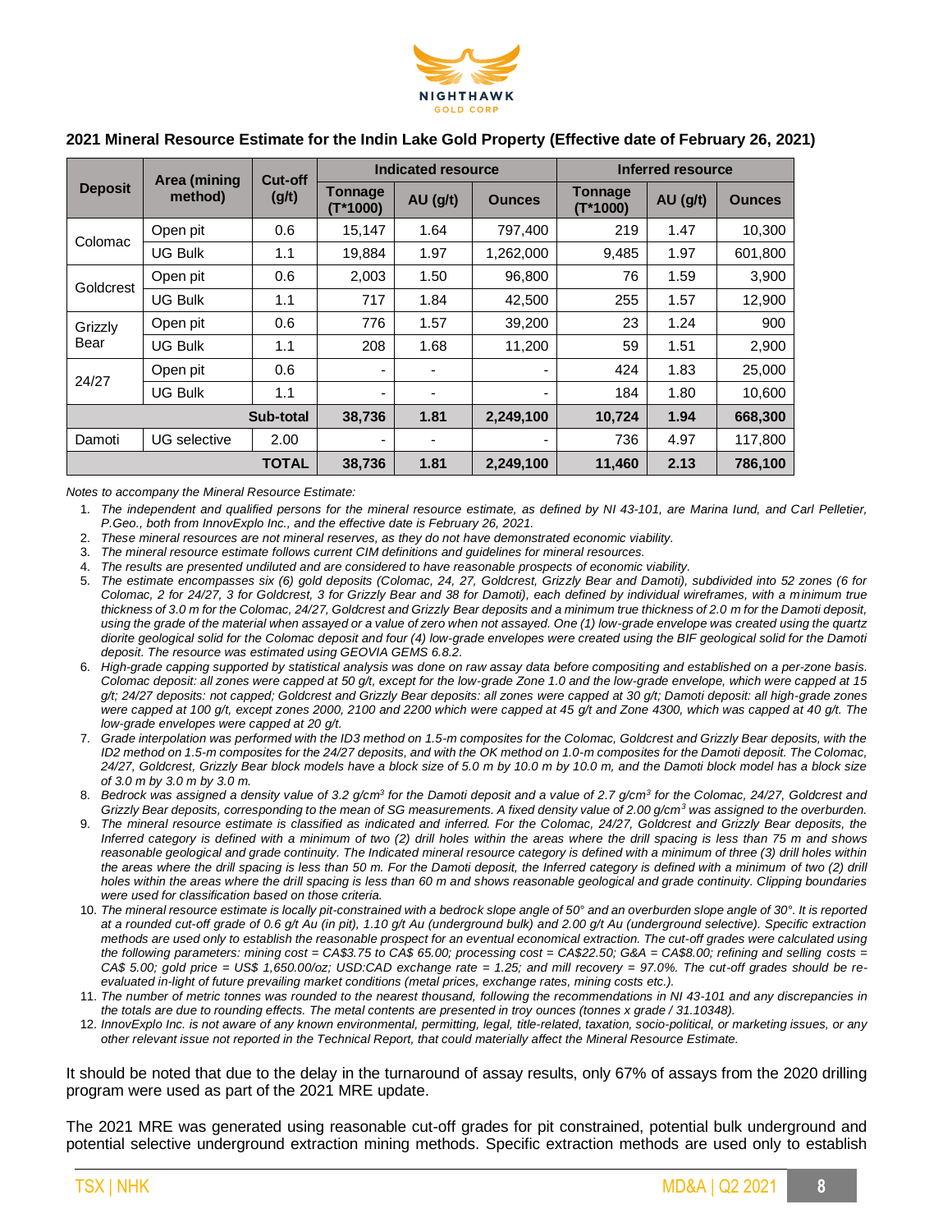## 2021 Mineral Resource Estimate for the Indin Lake Gold Property (Effective date of February 26, 2021)

| Deposit | Area (mining method) | Cut-off (g/t) | Indicated resource | | | Inferred resource | | |
|---|---|---|---|---|---|---|---|---|
| | | | Tonnage (T*1000) | AU (g/t) | Ounces | Tonnage (T*1000) | AU (g/t) | Ounces |
| Colomac | Open pit | 0.6 | 15,147 | 1.64 | 797,400 | 219 | 1.47 | 10,300 |
| | UG Bulk | 1.1 | 19,884 | 1.97 | 1,262,000 | 9,485 | 1.97 | 601,800 |
| Goldcrest | Open pit | 0.6 | 2,003 | 1.50 | 96,800 | 76 | 1.59 | 3,900 |
| | UG Bulk | 1.1 | 717 | 1.84 | 42,500 | 255 | 1.57 | 12,900 |
| Grizzly Bear | Open pit | 0.6 | 776 | 1.57 | 39,200 | 23 | 1.24 | 900 |
| | UG Bulk | 1.1 | 208 | 1.68 | 11,200 | 59 | 1.51 | 2,900 |
| 24/27 | Open pit | 0.6 | - | - | - | 424 | 1.83 | 25,000 |
| | UG Bulk | 1.1 | - | - | - | 184 | 1.80 | 10,600 |
| | | **Sub-total** | **38,736** | **1.81** | **2,249,100** | **10,724** | **1.94** | **668,300** |
| Damoti | UG selective | 2.00 | - | - | - | 736 | 4.97 | 117,800 |
| | | **TOTAL** | **38,736** | **1.81** | **2,249,100** | **11,460** | **2.13** | **786,100** |

*Notes to accompany the Mineral Resource Estimate:*

1. *The independent and qualified persons for the mineral resource estimate, as defined by NI 43-101, are Marina Iund, and Carl Pelletier, P.Geo., both from InnovExplo Inc., and the effective date is February 26, 2021.*
2. *These mineral resources are not mineral reserves, as they do not have demonstrated economic viability.*
3. *The mineral resource estimate follows current CIM definitions and guidelines for mineral resources.*
4. *The results are presented undiluted and are considered to have reasonable prospects of economic viability.*
5. *The estimate encompasses six (6) gold deposits (Colomac, 24, 27, Goldcrest, Grizzly Bear and Damoti), subdivided into 52 zones (6 for Colomac, 2 for 24/27, 3 for Goldcrest, 3 for Grizzly Bear and 38 for Damoti), each defined by individual wireframes, with a minimum true thickness of 3.0 m for the Colomac, 24/27, Goldcrest and Grizzly Bear deposits and a minimum true thickness of 2.0 m for the Damoti deposit, using the grade of the material when assayed or a value of zero when not assayed. One (1) low-grade envelope was created using the quartz diorite geological solid for the Colomac deposit and four (4) low-grade envelopes were created using the BIF geological solid for the Damoti deposit. The resource was estimated using GEOVIA GEMS 6.8.2.*
6. *High-grade capping supported by statistical analysis was done on raw assay data before compositing and established on a per-zone basis. Colomac deposit: all zones were capped at 50 g/t, except for the low-grade Zone 1.0 and the low-grade envelope, which were capped at 15 g/t; 24/27 deposits: not capped; Goldcrest and Grizzly Bear deposits: all zones were capped at 30 g/t; Damoti deposit: all high-grade zones were capped at 100 g/t, except zones 2000, 2100 and 2200 which were capped at 45 g/t and Zone 4300, which was capped at 40 g/t. The low-grade envelopes were capped at 20 g/t.*
7. *Grade interpolation was performed with the ID3 method on 1.5-m composites for the Colomac, Goldcrest and Grizzly Bear deposits, with the ID2 method on 1.5-m composites for the 24/27 deposits, and with the OK method on 1.0-m composites for the Damoti deposit. The Colomac, 24/27, Goldcrest, Grizzly Bear block models have a block size of 5.0 m by 10.0 m by 10.0 m, and the Damoti block model has a block size of 3.0 m by 3.0 m by 3.0 m.*
8. *Bedrock was assigned a density value of 3.2 g/cm³ for the Damoti deposit and a value of 2.7 g/cm³ for the Colomac, 24/27, Goldcrest and Grizzly Bear deposits, corresponding to the mean of SG measurements. A fixed density value of 2.00 g/cm³ was assigned to the overburden.*
9. *The mineral resource estimate is classified as indicated and inferred. For the Colomac, 24/27, Goldcrest and Grizzly Bear deposits, the Inferred category is defined with a minimum of two (2) drill holes within the areas where the drill spacing is less than 75 m and shows reasonable geological and grade continuity. The Indicated mineral resource category is defined with a minimum of three (3) drill holes within the areas where the drill spacing is less than 50 m. For the Damoti deposit, the Inferred category is defined with a minimum of two (2) drill holes within the areas where the drill spacing is less than 60 m and shows reasonable geological and grade continuity. Clipping boundaries were used for classification based on those criteria.*
10. *The mineral resource estimate is locally pit-constrained with a bedrock slope angle of 50° and an overburden slope angle of 30°. It is reported at a rounded cut-off grade of 0.6 g/t Au (in pit), 1.10 g/t Au (underground bulk) and 2.00 g/t Au (underground selective). Specific extraction methods are used only to establish the reasonable prospect for an eventual economical extraction. The cut-off grades were calculated using the following parameters: mining cost = CA$3.75 to CA$ 65.00; processing cost = CA$22.50; G&A = CA$8.00; refining and selling costs = CA$ 5.00; gold price = US$ 1,650.00/oz; USD:CAD exchange rate = 1.25; and mill recovery = 97.0%. The cut-off grades should be re-evaluated in-light of future prevailing market conditions (metal prices, exchange rates, mining costs etc.).*
11. *The number of metric tonnes was rounded to the nearest thousand, following the recommendations in NI 43-101 and any discrepancies in the totals are due to rounding effects. The metal contents are presented in troy ounces (tonnes x grade / 31.10348).*
12. *InnovExplo Inc. is not aware of any known environmental, permitting, legal, title-related, taxation, socio-political, or marketing issues, or any other relevant issue not reported in the Technical Report, that could materially affect the Mineral Resource Estimate.*

It should be noted that due to the delay in the turnaround of assay results, only 67% of assays from the 2020 drilling program were used as part of the 2021 MRE update.

The 2021 MRE was generated using reasonable cut-off grades for pit constrained, potential bulk underground and potential selective underground extraction mining methods. Specific extraction methods are used only to establish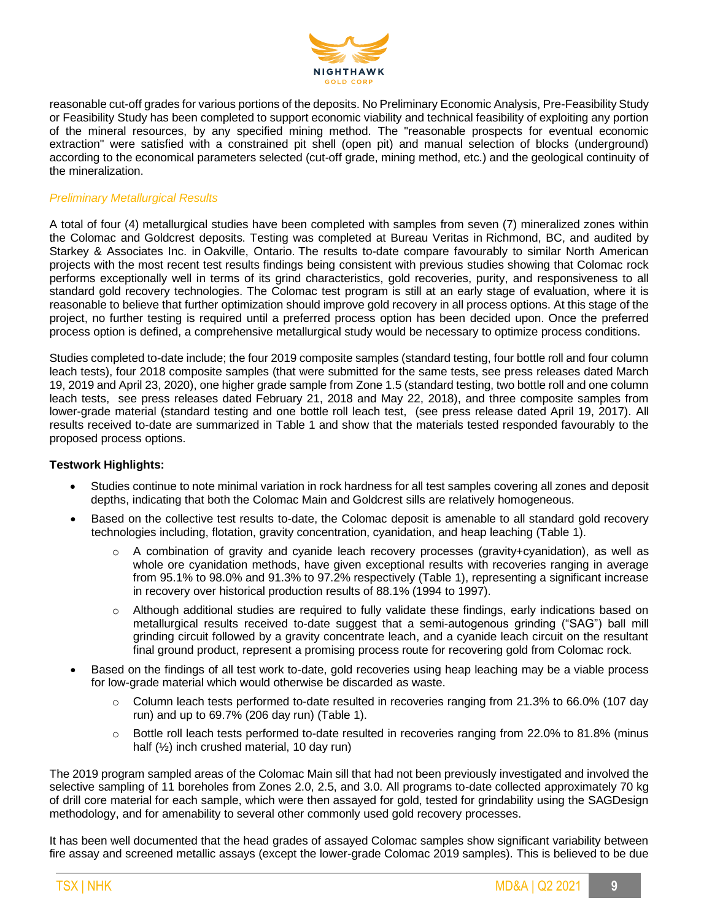reasonable cut-off grades for various portions of the deposits. No Preliminary Economic Analysis, Pre-Feasibility Study or Feasibility Study has been completed to support economic viability and technical feasibility of exploiting any portion of the mineral resources, by any specified mining method. The "reasonable prospects for eventual economic extraction" were satisfied with a constrained pit shell (open pit) and manual selection of blocks (underground) according to the economical parameters selected (cut-off grade, mining method, etc.) and the geological continuity of the mineralization.

*Preliminary Metallurgical Results*

A total of four (4) metallurgical studies have been completed with samples from seven (7) mineralized zones within the Colomac and Goldcrest deposits. Testing was completed at Bureau Veritas in Richmond, BC, and audited by Starkey & Associates Inc. in Oakville, Ontario. The results to-date compare favourably to similar North American projects with the most recent test results findings being consistent with previous studies showing that Colomac rock performs exceptionally well in terms of its grind characteristics, gold recoveries, purity, and responsiveness to all standard gold recovery technologies. The Colomac test program is still at an early stage of evaluation, where it is reasonable to believe that further optimization should improve gold recovery in all process options. At this stage of the project, no further testing is required until a preferred process option has been decided upon. Once the preferred process option is defined, a comprehensive metallurgical study would be necessary to optimize process conditions.

Studies completed to-date include; the four 2019 composite samples (standard testing, four bottle roll and four column leach tests), four 2018 composite samples (that were submitted for the same tests, see press releases dated March 19, 2019 and April 23, 2020), one higher grade sample from Zone 1.5 (standard testing, two bottle roll and one column leach tests, see press releases dated February 21, 2018 and May 22, 2018), and three composite samples from lower-grade material (standard testing and one bottle roll leach test, (see press release dated April 19, 2017). All results received to-date are summarized in Table 1 and show that the materials tested responded favourably to the proposed process options.

**Testwork Highlights:**

- Studies continue to note minimal variation in rock hardness for all test samples covering all zones and deposit depths, indicating that both the Colomac Main and Goldcrest sills are relatively homogeneous.
- Based on the collective test results to-date, the Colomac deposit is amenable to all standard gold recovery technologies including, flotation, gravity concentration, cyanidation, and heap leaching (Table 1).
  - A combination of gravity and cyanide leach recovery processes (gravity+cyanidation), as well as whole ore cyanidation methods, have given exceptional results with recoveries ranging in average from 95.1% to 98.0% and 91.3% to 97.2% respectively (Table 1), representing a significant increase in recovery over historical production results of 88.1% (1994 to 1997).
  - Although additional studies are required to fully validate these findings, early indications based on metallurgical results received to-date suggest that a semi-autogenous grinding ("SAG") ball mill grinding circuit followed by a gravity concentrate leach, and a cyanide leach circuit on the resultant final ground product, represent a promising process route for recovering gold from Colomac rock.
- Based on the findings of all test work to-date, gold recoveries using heap leaching may be a viable process for low-grade material which would otherwise be discarded as waste.
  - Column leach tests performed to-date resulted in recoveries ranging from 21.3% to 66.0% (107 day run) and up to 69.7% (206 day run) (Table 1).
  - Bottle roll leach tests performed to-date resulted in recoveries ranging from 22.0% to 81.8% (minus half (½) inch crushed material, 10 day run)

The 2019 program sampled areas of the Colomac Main sill that had not been previously investigated and involved the selective sampling of 11 boreholes from Zones 2.0, 2.5, and 3.0. All programs to-date collected approximately 70 kg of drill core material for each sample, which were then assayed for gold, tested for grindability using the SAGDesign methodology, and for amenability to several other commonly used gold recovery processes.

It has been well documented that the head grades of assayed Colomac samples show significant variability between fire assay and screened metallic assays (except the lower-grade Colomac 2019 samples). This is believed to be due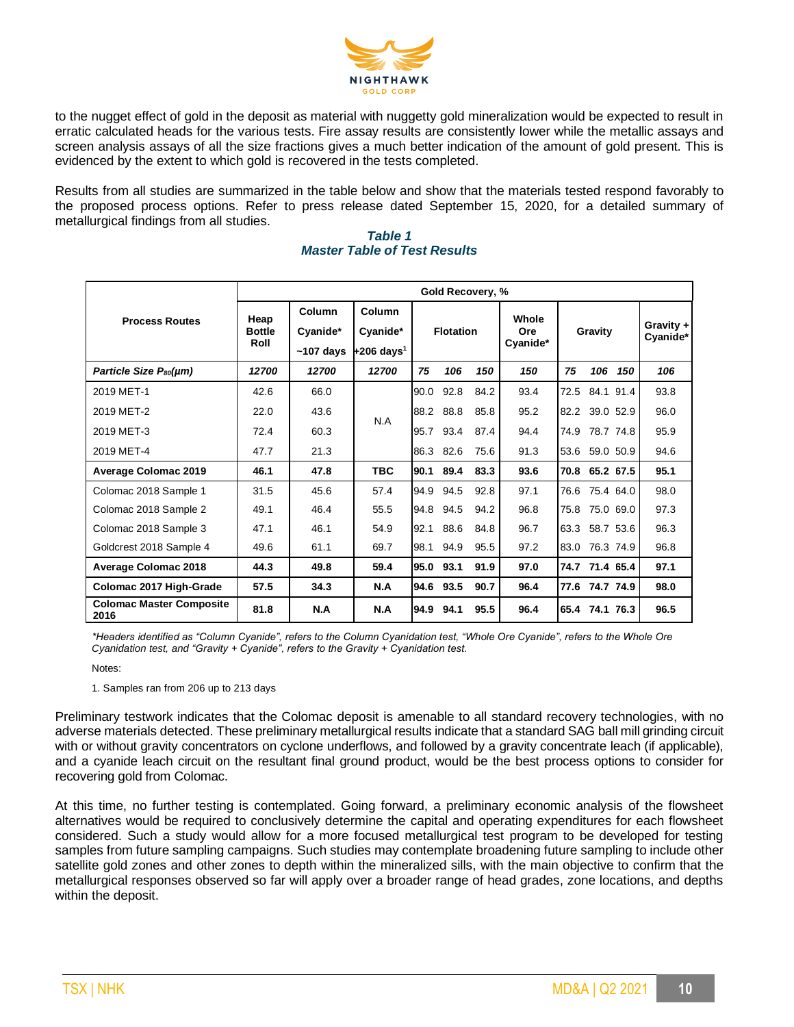to the nugget effect of gold in the deposit as material with nuggetty gold mineralization would be expected to result in erratic calculated heads for the various tests. Fire assay results are consistently lower while the metallic assays and screen analysis assays of all the size fractions gives a much better indication of the amount of gold present. This is evidenced by the extent to which gold is recovered in the tests completed.

Results from all studies are summarized in the table below and show that the materials tested respond favorably to the proposed process options. Refer to press release dated September 15, 2020, for a detailed summary of metallurgical findings from all studies.

***Table 1***
***Master Table of Test Results***

| Process Routes | Gold Recovery, % | | | | | | | | | | |
|---|---|---|---|---|---|---|---|---|---|---|---|
| | Heap Bottle Roll | Column Cyanide* ~107 days | Column Cyanide* +206 days[1] | Flotation | | | Whole Ore Cyanide* | Gravity | | | Gravity + Cyanide* |
| ***Particle Size $P_{80}$(µm)*** | ***12700*** | ***12700*** | ***12700*** | ***75*** | ***106*** | ***150*** | ***150*** | ***75*** | ***106*** | ***150*** | ***106*** |
| 2019 MET-1 | 42.6 | 66.0 | N.A | 90.0 | 92.8 | 84.2 | 93.4 | 72.5 | 84.1 | 91.4 | 93.8 |
| 2019 MET-2 | 22.0 | 43.6 | | 88.2 | 88.8 | 85.8 | 95.2 | 82.2 | 39.0 | 52.9 | 96.0 |
| 2019 MET-3 | 72.4 | 60.3 | | 95.7 | 93.4 | 87.4 | 94.4 | 74.9 | 78.7 | 74.8 | 95.9 |
| 2019 MET-4 | 47.7 | 21.3 | | 86.3 | 82.6 | 75.6 | 91.3 | 53.6 | 59.0 | 50.9 | 94.6 |
| **Average Colomac 2019** | **46.1** | **47.8** | **TBC** | **90.1** | **89.4** | **83.3** | **93.6** | **70.8** | **65.2** | **67.5** | **95.1** |
| Colomac 2018 Sample 1 | 31.5 | 45.6 | 57.4 | 94.9 | 94.5 | 92.8 | 97.1 | 76.6 | 75.4 | 64.0 | 98.0 |
| Colomac 2018 Sample 2 | 49.1 | 46.4 | 55.5 | 94.8 | 94.5 | 94.2 | 96.8 | 75.8 | 75.0 | 69.0 | 97.3 |
| Colomac 2018 Sample 3 | 47.1 | 46.1 | 54.9 | 92.1 | 88.6 | 84.8 | 96.7 | 63.3 | 58.7 | 53.6 | 96.3 |
| Goldcrest 2018 Sample 4 | 49.6 | 61.1 | 69.7 | 98.1 | 94.9 | 95.5 | 97.2 | 83.0 | 76.3 | 74.9 | 96.8 |
| **Average Colomac 2018** | **44.3** | **49.8** | **59.4** | **95.0** | **93.1** | **91.9** | **97.0** | **74.7** | **71.4** | **65.4** | **97.1** |
| **Colomac 2017 High-Grade** | **57.5** | **34.3** | **N.A** | **94.6** | **93.5** | **90.7** | **96.4** | **77.6** | **74.7** | **74.9** | **98.0** |
| **Colomac Master Composite 2016** | **81.8** | **N.A** | **N.A** | **94.9** | **94.1** | **95.5** | **96.4** | **65.4** | **74.1** | **76.3** | **96.5** |

*\*Headers identified as "Column Cyanide", refers to the Column Cyanidation test, "Whole Ore Cyanide", refers to the Whole Ore Cyanidation test, and "Gravity + Cyanide", refers to the Gravity + Cyanidation test.*

Notes:

1. Samples ran from 206 up to 213 days

Preliminary testwork indicates that the Colomac deposit is amenable to all standard recovery technologies, with no adverse materials detected. These preliminary metallurgical results indicate that a standard SAG ball mill grinding circuit with or without gravity concentrators on cyclone underflows, and followed by a gravity concentrate leach (if applicable), and a cyanide leach circuit on the resultant final ground product, would be the best process options to consider for recovering gold from Colomac.

At this time, no further testing is contemplated. Going forward, a preliminary economic analysis of the flowsheet alternatives would be required to conclusively determine the capital and operating expenditures for each flowsheet considered. Such a study would allow for a more focused metallurgical test program to be developed for testing samples from future sampling campaigns. Such studies may contemplate broadening future sampling to include other satellite gold zones and other zones to depth within the mineralized sills, with the main objective to confirm that the metallurgical responses observed so far will apply over a broader range of head grades, zone locations, and depths within the deposit.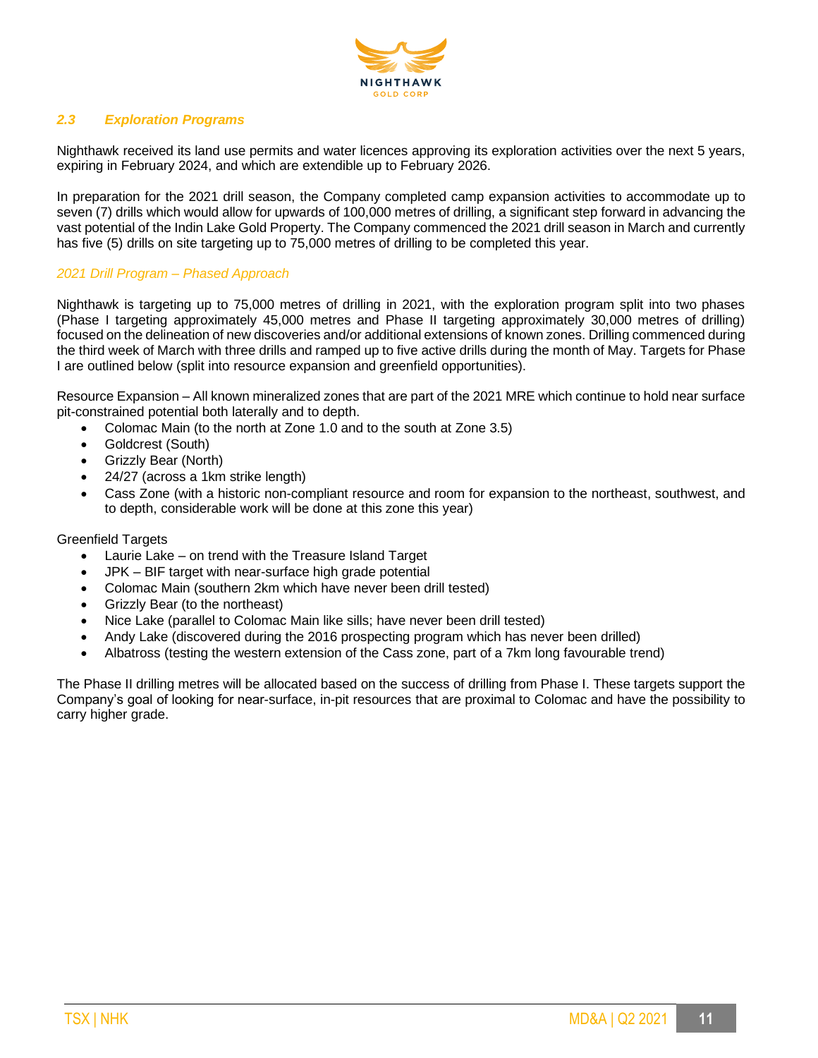## *2.3 Exploration Programs*

Nighthawk received its land use permits and water licences approving its exploration activities over the next 5 years, expiring in February 2024, and which are extendible up to February 2026.

In preparation for the 2021 drill season, the Company completed camp expansion activities to accommodate up to seven (7) drills which would allow for upwards of 100,000 metres of drilling, a significant step forward in advancing the vast potential of the Indin Lake Gold Property. The Company commenced the 2021 drill season in March and currently has five (5) drills on site targeting up to 75,000 metres of drilling to be completed this year.

### *2021 Drill Program – Phased Approach*

Nighthawk is targeting up to 75,000 metres of drilling in 2021, with the exploration program split into two phases (Phase I targeting approximately 45,000 metres and Phase II targeting approximately 30,000 metres of drilling) focused on the delineation of new discoveries and/or additional extensions of known zones. Drilling commenced during the third week of March with three drills and ramped up to five active drills during the month of May. Targets for Phase I are outlined below (split into resource expansion and greenfield opportunities).

Resource Expansion – All known mineralized zones that are part of the 2021 MRE which continue to hold near surface pit-constrained potential both laterally and to depth.

- Colomac Main (to the north at Zone 1.0 and to the south at Zone 3.5)
- Goldcrest (South)
- Grizzly Bear (North)
- 24/27 (across a 1km strike length)
- Cass Zone (with a historic non-compliant resource and room for expansion to the northeast, southwest, and to depth, considerable work will be done at this zone this year)

Greenfield Targets

- Laurie Lake – on trend with the Treasure Island Target
- JPK – BIF target with near-surface high grade potential
- Colomac Main (southern 2km which have never been drill tested)
- Grizzly Bear (to the northeast)
- Nice Lake (parallel to Colomac Main like sills; have never been drill tested)
- Andy Lake (discovered during the 2016 prospecting program which has never been drilled)
- Albatross (testing the western extension of the Cass zone, part of a 7km long favourable trend)

The Phase II drilling metres will be allocated based on the success of drilling from Phase I. These targets support the Company's goal of looking for near-surface, in-pit resources that are proximal to Colomac and have the possibility to carry higher grade.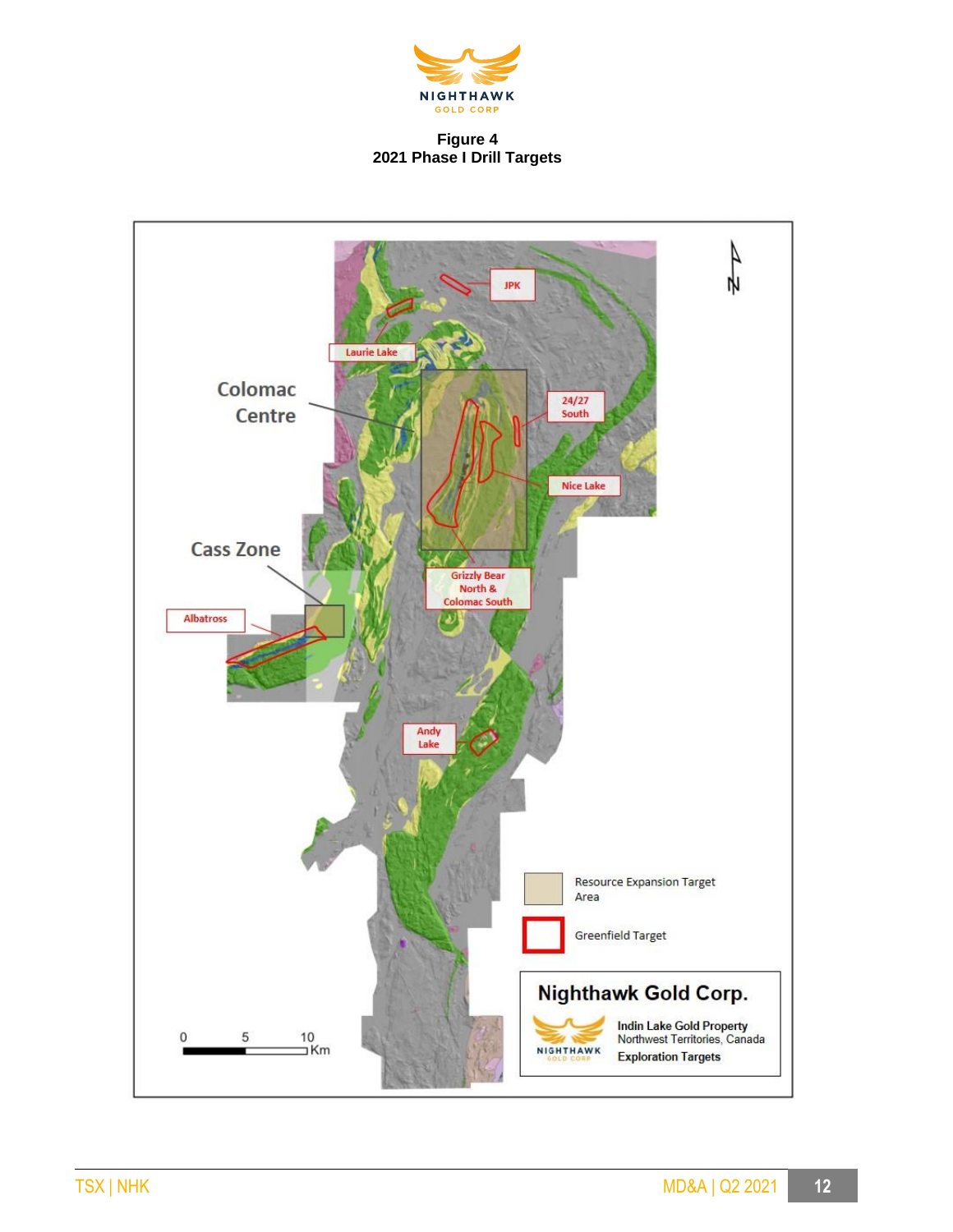**Figure 4**
**2021 Phase I Drill Targets**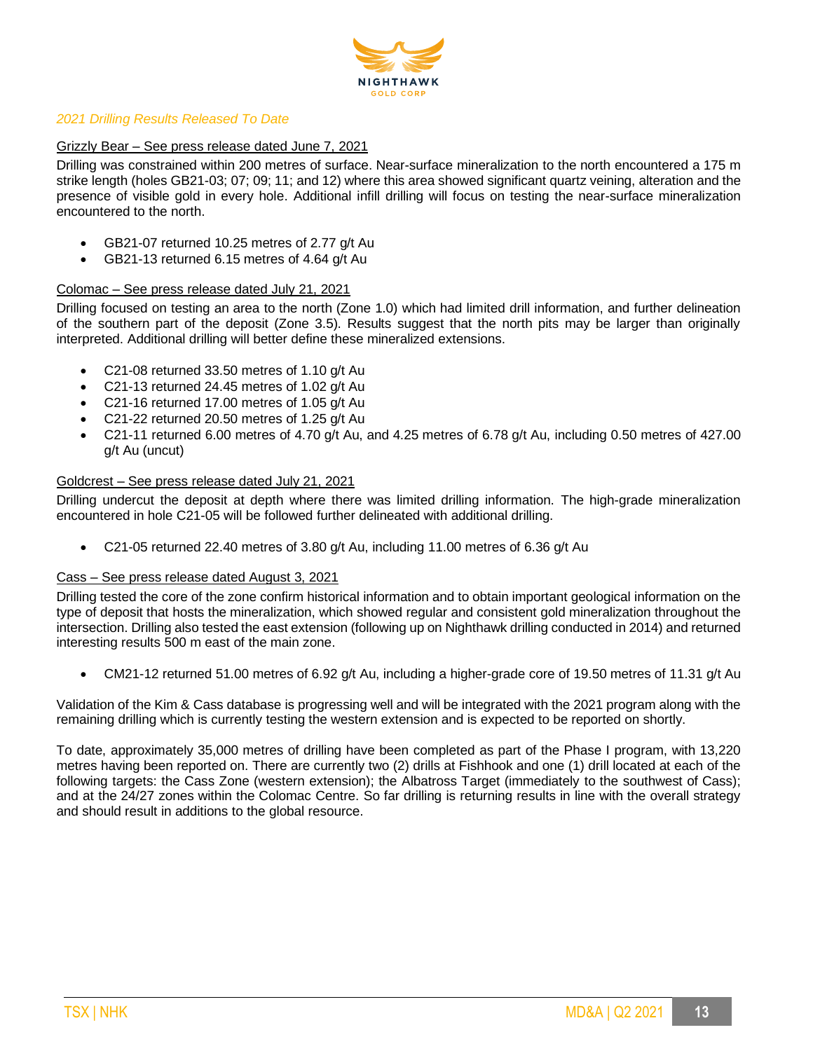*2021 Drilling Results Released To Date*

Grizzly Bear – See press release dated June 7, 2021

Drilling was constrained within 200 metres of surface. Near-surface mineralization to the north encountered a 175 m strike length (holes GB21-03; 07; 09; 11; and 12) where this area showed significant quartz veining, alteration and the presence of visible gold in every hole. Additional infill drilling will focus on testing the near-surface mineralization encountered to the north.

- GB21-07 returned 10.25 metres of 2.77 g/t Au
- GB21-13 returned 6.15 metres of 4.64 g/t Au

Colomac – See press release dated July 21, 2021

Drilling focused on testing an area to the north (Zone 1.0) which had limited drill information, and further delineation of the southern part of the deposit (Zone 3.5). Results suggest that the north pits may be larger than originally interpreted. Additional drilling will better define these mineralized extensions.

- C21-08 returned 33.50 metres of 1.10 g/t Au
- C21-13 returned 24.45 metres of 1.02 g/t Au
- C21-16 returned 17.00 metres of 1.05 g/t Au
- C21-22 returned 20.50 metres of 1.25 g/t Au
- C21-11 returned 6.00 metres of 4.70 g/t Au, and 4.25 metres of 6.78 g/t Au, including 0.50 metres of 427.00 g/t Au (uncut)

Goldcrest – See press release dated July 21, 2021

Drilling undercut the deposit at depth where there was limited drilling information. The high-grade mineralization encountered in hole C21-05 will be followed further delineated with additional drilling.

- C21-05 returned 22.40 metres of 3.80 g/t Au, including 11.00 metres of 6.36 g/t Au

Cass – See press release dated August 3, 2021

Drilling tested the core of the zone confirm historical information and to obtain important geological information on the type of deposit that hosts the mineralization, which showed regular and consistent gold mineralization throughout the intersection. Drilling also tested the east extension (following up on Nighthawk drilling conducted in 2014) and returned interesting results 500 m east of the main zone.

- CM21-12 returned 51.00 metres of 6.92 g/t Au, including a higher-grade core of 19.50 metres of 11.31 g/t Au

Validation of the Kim & Cass database is progressing well and will be integrated with the 2021 program along with the remaining drilling which is currently testing the western extension and is expected to be reported on shortly.

To date, approximately 35,000 metres of drilling have been completed as part of the Phase I program, with 13,220 metres having been reported on. There are currently two (2) drills at Fishhook and one (1) drill located at each of the following targets: the Cass Zone (western extension); the Albatross Target (immediately to the southwest of Cass); and at the 24/27 zones within the Colomac Centre. So far drilling is returning results in line with the overall strategy and should result in additions to the global resource.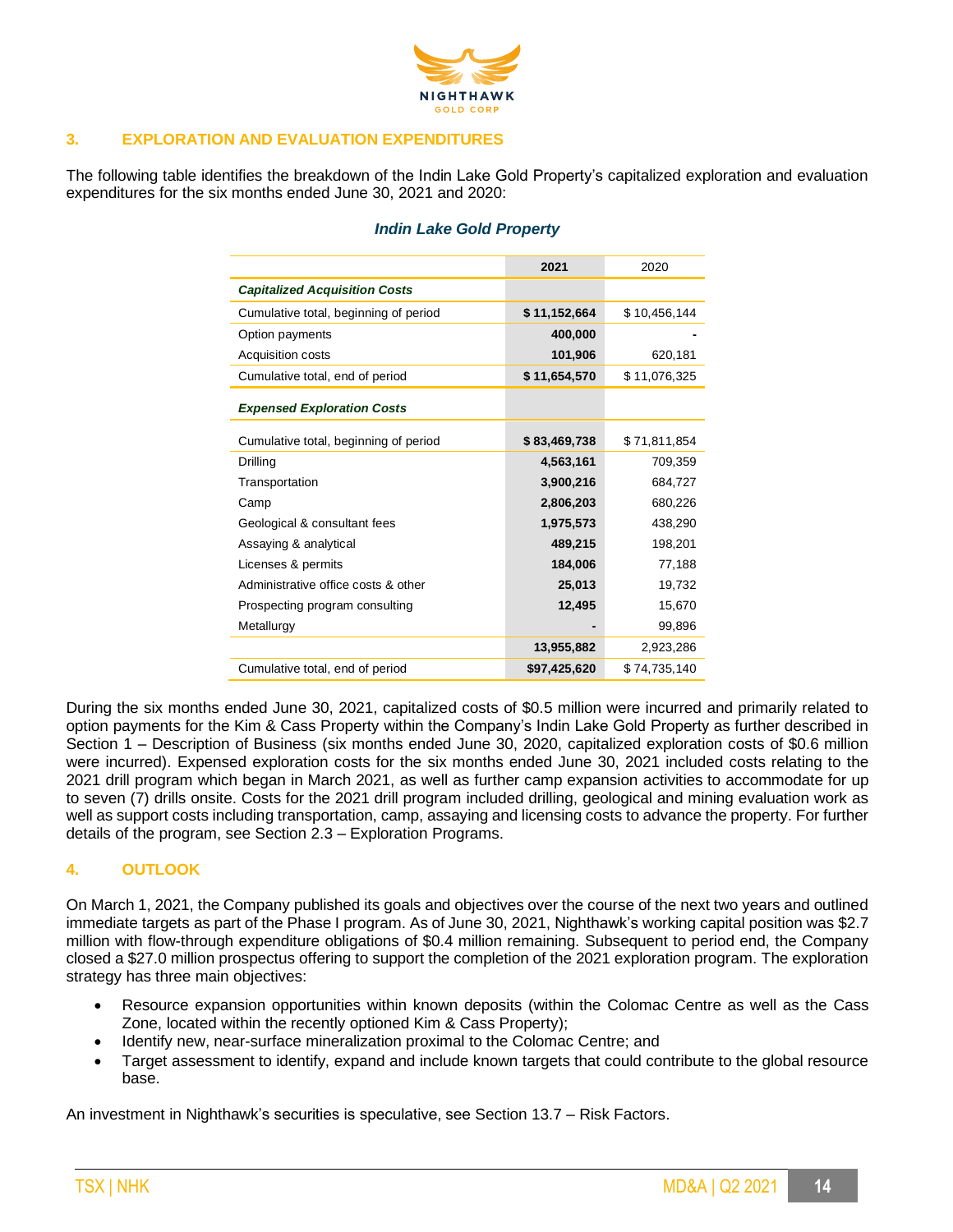## 3. EXPLORATION AND EVALUATION EXPENDITURES

The following table identifies the breakdown of the Indin Lake Gold Property's capitalized exploration and evaluation expenditures for the six months ended June 30, 2021 and 2020:

### *Indin Lake Gold Property*

| | **2021** | 2020 |
|---|---|---|
| ***Capitalized Acquisition Costs*** | | |
| Cumulative total, beginning of period | **$ 11,152,664** | $ 10,456,144 |
| Option payments | **400,000** | - |
| Acquisition costs | **101,906** | 620,181 |
| Cumulative total, end of period | **$ 11,654,570** | $ 11,076,325 |
| ***Expensed Exploration Costs*** | | |
| Cumulative total, beginning of period | **$ 83,469,738** | $ 71,811,854 |
| Drilling | **4,563,161** | 709,359 |
| Transportation | **3,900,216** | 684,727 |
| Camp | **2,806,203** | 680,226 |
| Geological & consultant fees | **1,975,573** | 438,290 |
| Assaying & analytical | **489,215** | 198,201 |
| Licenses & permits | **184,006** | 77,188 |
| Administrative office costs & other | **25,013** | 19,732 |
| Prospecting program consulting | **12,495** | 15,670 |
| Metallurgy | **-** | 99,896 |
| | **13,955,882** | 2,923,286 |
| Cumulative total, end of period | **$97,425,620** | $ 74,735,140 |

During the six months ended June 30, 2021, capitalized costs of $0.5 million were incurred and primarily related to option payments for the Kim & Cass Property within the Company's Indin Lake Gold Property as further described in Section 1 – Description of Business (six months ended June 30, 2020, capitalized exploration costs of $0.6 million were incurred). Expensed exploration costs for the six months ended June 30, 2021 included costs relating to the 2021 drill program which began in March 2021, as well as further camp expansion activities to accommodate for up to seven (7) drills onsite. Costs for the 2021 drill program included drilling, geological and mining evaluation work as well as support costs including transportation, camp, assaying and licensing costs to advance the property. For further details of the program, see Section 2.3 – Exploration Programs.

## 4. OUTLOOK

On March 1, 2021, the Company published its goals and objectives over the course of the next two years and outlined immediate targets as part of the Phase I program. As of June 30, 2021, Nighthawk's working capital position was $2.7 million with flow-through expenditure obligations of $0.4 million remaining. Subsequent to period end, the Company closed a $27.0 million prospectus offering to support the completion of the 2021 exploration program. The exploration strategy has three main objectives:

- Resource expansion opportunities within known deposits (within the Colomac Centre as well as the Cass Zone, located within the recently optioned Kim & Cass Property);
- Identify new, near-surface mineralization proximal to the Colomac Centre; and
- Target assessment to identify, expand and include known targets that could contribute to the global resource base.

An investment in Nighthawk's securities is speculative, see Section 13.7 – Risk Factors.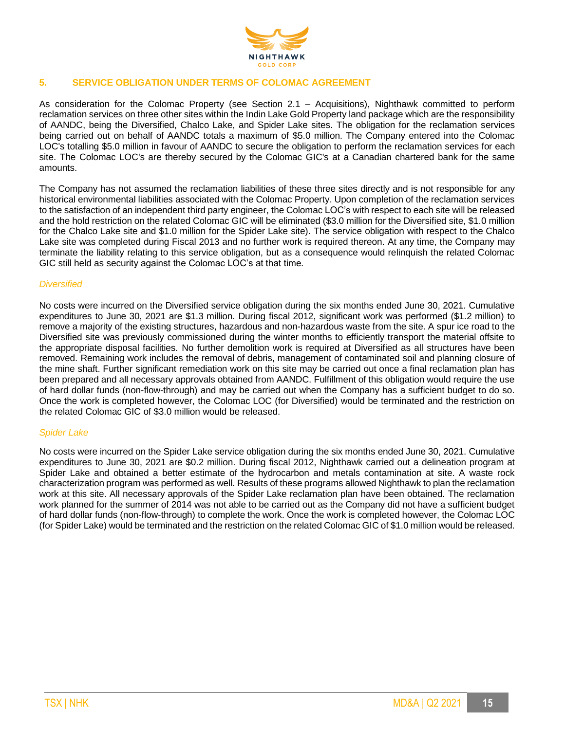## 5. SERVICE OBLIGATION UNDER TERMS OF COLOMAC AGREEMENT

As consideration for the Colomac Property (see Section 2.1 – Acquisitions), Nighthawk committed to perform reclamation services on three other sites within the Indin Lake Gold Property land package which are the responsibility of AANDC, being the Diversified, Chalco Lake, and Spider Lake sites. The obligation for the reclamation services being carried out on behalf of AANDC totals a maximum of $5.0 million. The Company entered into the Colomac LOC's totalling $5.0 million in favour of AANDC to secure the obligation to perform the reclamation services for each site. The Colomac LOC's are thereby secured by the Colomac GIC's at a Canadian chartered bank for the same amounts.

The Company has not assumed the reclamation liabilities of these three sites directly and is not responsible for any historical environmental liabilities associated with the Colomac Property. Upon completion of the reclamation services to the satisfaction of an independent third party engineer, the Colomac LOC's with respect to each site will be released and the hold restriction on the related Colomac GIC will be eliminated ($3.0 million for the Diversified site, $1.0 million for the Chalco Lake site and $1.0 million for the Spider Lake site). The service obligation with respect to the Chalco Lake site was completed during Fiscal 2013 and no further work is required thereon. At any time, the Company may terminate the liability relating to this service obligation, but as a consequence would relinquish the related Colomac GIC still held as security against the Colomac LOC's at that time.

### *Diversified*

No costs were incurred on the Diversified service obligation during the six months ended June 30, 2021. Cumulative expenditures to June 30, 2021 are $1.3 million. During fiscal 2012, significant work was performed ($1.2 million) to remove a majority of the existing structures, hazardous and non-hazardous waste from the site. A spur ice road to the Diversified site was previously commissioned during the winter months to efficiently transport the material offsite to the appropriate disposal facilities. No further demolition work is required at Diversified as all structures have been removed. Remaining work includes the removal of debris, management of contaminated soil and planning closure of the mine shaft. Further significant remediation work on this site may be carried out once a final reclamation plan has been prepared and all necessary approvals obtained from AANDC. Fulfillment of this obligation would require the use of hard dollar funds (non-flow-through) and may be carried out when the Company has a sufficient budget to do so. Once the work is completed however, the Colomac LOC (for Diversified) would be terminated and the restriction on the related Colomac GIC of $3.0 million would be released.

### *Spider Lake*

No costs were incurred on the Spider Lake service obligation during the six months ended June 30, 2021. Cumulative expenditures to June 30, 2021 are $0.2 million. During fiscal 2012, Nighthawk carried out a delineation program at Spider Lake and obtained a better estimate of the hydrocarbon and metals contamination at site. A waste rock characterization program was performed as well. Results of these programs allowed Nighthawk to plan the reclamation work at this site. All necessary approvals of the Spider Lake reclamation plan have been obtained. The reclamation work planned for the summer of 2014 was not able to be carried out as the Company did not have a sufficient budget of hard dollar funds (non-flow-through) to complete the work. Once the work is completed however, the Colomac LOC (for Spider Lake) would be terminated and the restriction on the related Colomac GIC of $1.0 million would be released.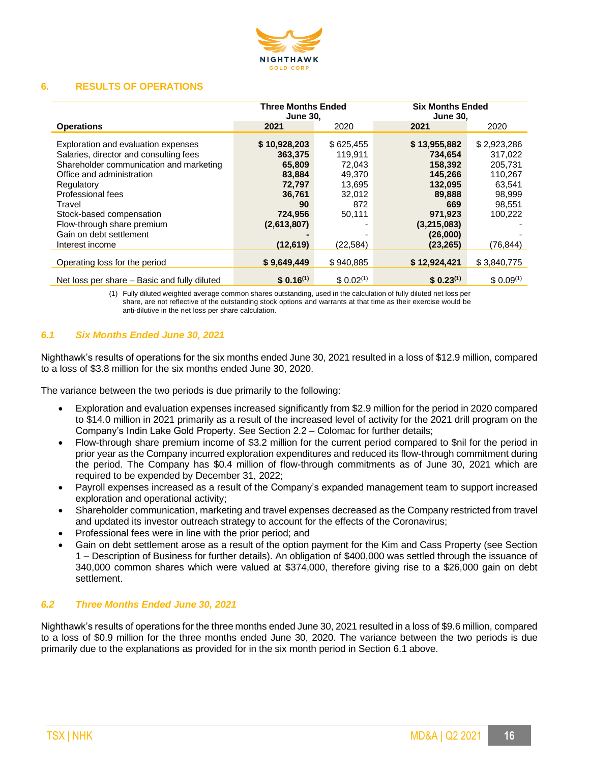## 6. RESULTS OF OPERATIONS

| Operations | Three Months Ended June 30, 2021 | 2020 | Six Months Ended June 30, 2021 | 2020 |
|---|---|---|---|---|
| Exploration and evaluation expenses | **$ 10,928,203** | $ 625,455 | **$ 13,955,882** | $ 2,923,286 |
| Salaries, director and consulting fees | **363,375** | 119,911 | **734,654** | 317,022 |
| Shareholder communication and marketing | **65,809** | 72,043 | **158,392** | 205,731 |
| Office and administration | **83,884** | 49,370 | **145,266** | 110,267 |
| Regulatory | **72,797** | 13,695 | **132,095** | 63,541 |
| Professional fees | **36,761** | 32,012 | **89,888** | 98,999 |
| Travel | **90** | 872 | **669** | 98,551 |
| Stock-based compensation | **724,956** | 50,111 | **971,923** | 100,222 |
| Flow-through share premium | **(2,613,807)** | - | **(3,215,083)** | - |
| Gain on debt settlement | **-** | - | **(26,000)** | - |
| Interest income | **(12,619)** | (22,584) | **(23,265)** | (76,844) |
| Operating loss for the period | **$ 9,649,449** | $ 940,885 | **$ 12,924,421** | $ 3,840,775 |
| Net loss per share – Basic and fully diluted | **$ 0.16[(1)]** | $ 0.02[(1)] | **$ 0.23[(1)]** | $ 0.09[(1)] |

(1) Fully diluted weighted average common shares outstanding, used in the calculation of fully diluted net loss per share, are not reflective of the outstanding stock options and warrants at that time as their exercise would be anti-dilutive in the net loss per share calculation.

### *6.1 Six Months Ended June 30, 2021*

Nighthawk's results of operations for the six months ended June 30, 2021 resulted in a loss of $12.9 million, compared to a loss of $3.8 million for the six months ended June 30, 2020.

The variance between the two periods is due primarily to the following:

- Exploration and evaluation expenses increased significantly from $2.9 million for the period in 2020 compared to $14.0 million in 2021 primarily as a result of the increased level of activity for the 2021 drill program on the Company's Indin Lake Gold Property. See Section 2.2 – Colomac for further details;
- Flow-through share premium income of $3.2 million for the current period compared to $nil for the period in prior year as the Company incurred exploration expenditures and reduced its flow-through commitment during the period. The Company has $0.4 million of flow-through commitments as of June 30, 2021 which are required to be expended by December 31, 2022;
- Payroll expenses increased as a result of the Company's expanded management team to support increased exploration and operational activity;
- Shareholder communication, marketing and travel expenses decreased as the Company restricted from travel and updated its investor outreach strategy to account for the effects of the Coronavirus;
- Professional fees were in line with the prior period; and
- Gain on debt settlement arose as a result of the option payment for the Kim and Cass Property (see Section 1 – Description of Business for further details). An obligation of $400,000 was settled through the issuance of 340,000 common shares which were valued at $374,000, therefore giving rise to a $26,000 gain on debt settlement.

### *6.2 Three Months Ended June 30, 2021*

Nighthawk's results of operations for the three months ended June 30, 2021 resulted in a loss of $9.6 million, compared to a loss of $0.9 million for the three months ended June 30, 2020. The variance between the two periods is due primarily due to the explanations as provided for in the six month period in Section 6.1 above.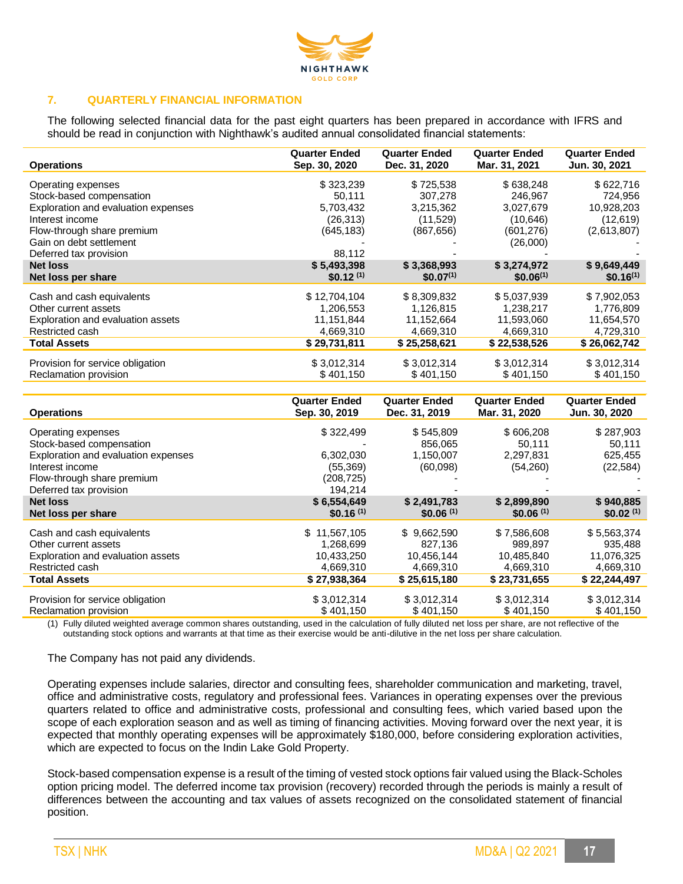## 7. QUARTERLY FINANCIAL INFORMATION

The following selected financial data for the past eight quarters has been prepared in accordance with IFRS and should be read in conjunction with Nighthawk's audited annual consolidated financial statements:

| Operations | Quarter Ended Sep. 30, 2020 | Quarter Ended Dec. 31, 2020 | Quarter Ended Mar. 31, 2021 | Quarter Ended Jun. 30, 2021 |
|---|---|---|---|---|
| Operating expenses | $ 323,239 | $ 725,538 | $ 638,248 | $ 622,716 |
| Stock-based compensation | 50,111 | 307,278 | 246,967 | 724,956 |
| Exploration and evaluation expenses | 5,703,432 | 3,215,362 | 3,027,679 | 10,928,203 |
| Interest income | (26,313) | (11,529) | (10,646) | (12,619) |
| Flow-through share premium | (645,183) | (867,656) | (601,276) | (2,613,807) |
| Gain on debt settlement | - | - | (26,000) | - |
| Deferred tax provision | 88,112 | - | - | - |
| **Net loss** | **$ 5,493,398** | **$ 3,368,993** | **$ 3,274,972** | **$ 9,649,449** |
| **Net loss per share** | **$0.12 (1)** | **$0.07(1)** | **$0.06(1)** | **$0.16(1)** |
| Cash and cash equivalents | $ 12,704,104 | $ 8,309,832 | $ 5,037,939 | $ 7,902,053 |
| Other current assets | 1,206,553 | 1,126,815 | 1,238,217 | 1,776,809 |
| Exploration and evaluation assets | 11,151,844 | 11,152,664 | 11,593,060 | 11,654,570 |
| Restricted cash | 4,669,310 | 4,669,310 | 4,669,310 | 4,729,310 |
| **Total Assets** | **$ 29,731,811** | **$ 25,258,621** | **$ 22,538,526** | **$ 26,062,742** |
| Provision for service obligation | $ 3,012,314 | $ 3,012,314 | $ 3,012,314 | $ 3,012,314 |
| Reclamation provision | $ 401,150 | $ 401,150 | $ 401,150 | $ 401,150 |

| Operations | Quarter Ended Sep. 30, 2019 | Quarter Ended Dec. 31, 2019 | Quarter Ended Mar. 31, 2020 | Quarter Ended Jun. 30, 2020 |
|---|---|---|---|---|
| Operating expenses | $ 322,499 | $ 545,809 | $ 606,208 | $ 287,903 |
| Stock-based compensation | - | 856,065 | 50,111 | 50,111 |
| Exploration and evaluation expenses | 6,302,030 | 1,150,007 | 2,297,831 | 625,455 |
| Interest income | (55,369) | (60,098) | (54,260) | (22,584) |
| Flow-through share premium | (208,725) | - | - | - |
| Deferred tax provision | 194,214 | - | - | - |
| **Net loss** | **$ 6,554,649** | **$ 2,491,783** | **$ 2,899,890** | **$ 940,885** |
| **Net loss per share** | **$0.16 (1)** | **$0.06 (1)** | **$0.06 (1)** | **$0.02 (1)** |
| Cash and cash equivalents | $ 11,567,105 | $ 9,662,590 | $ 7,586,608 | $ 5,563,374 |
| Other current assets | 1,268,699 | 827,136 | 989,897 | 935,488 |
| Exploration and evaluation assets | 10,433,250 | 10,456,144 | 10,485,840 | 11,076,325 |
| Restricted cash | 4,669,310 | 4,669,310 | 4,669,310 | 4,669,310 |
| **Total Assets** | **$ 27,938,364** | **$ 25,615,180** | **$ 23,731,655** | **$ 22,244,497** |
| Provision for service obligation | $ 3,012,314 | $ 3,012,314 | $ 3,012,314 | $ 3,012,314 |
| Reclamation provision | $ 401,150 | $ 401,150 | $ 401,150 | $ 401,150 |

(1) Fully diluted weighted average common shares outstanding, used in the calculation of fully diluted net loss per share, are not reflective of the outstanding stock options and warrants at that time as their exercise would be anti-dilutive in the net loss per share calculation.

The Company has not paid any dividends.

Operating expenses include salaries, director and consulting fees, shareholder communication and marketing, travel, office and administrative costs, regulatory and professional fees. Variances in operating expenses over the previous quarters related to office and administrative costs, professional and consulting fees, which varied based upon the scope of each exploration season and as well as timing of financing activities. Moving forward over the next year, it is expected that monthly operating expenses will be approximately $180,000, before considering exploration activities, which are expected to focus on the Indin Lake Gold Property.

Stock-based compensation expense is a result of the timing of vested stock options fair valued using the Black-Scholes option pricing model. The deferred income tax provision (recovery) recorded through the periods is mainly a result of differences between the accounting and tax values of assets recognized on the consolidated statement of financial position.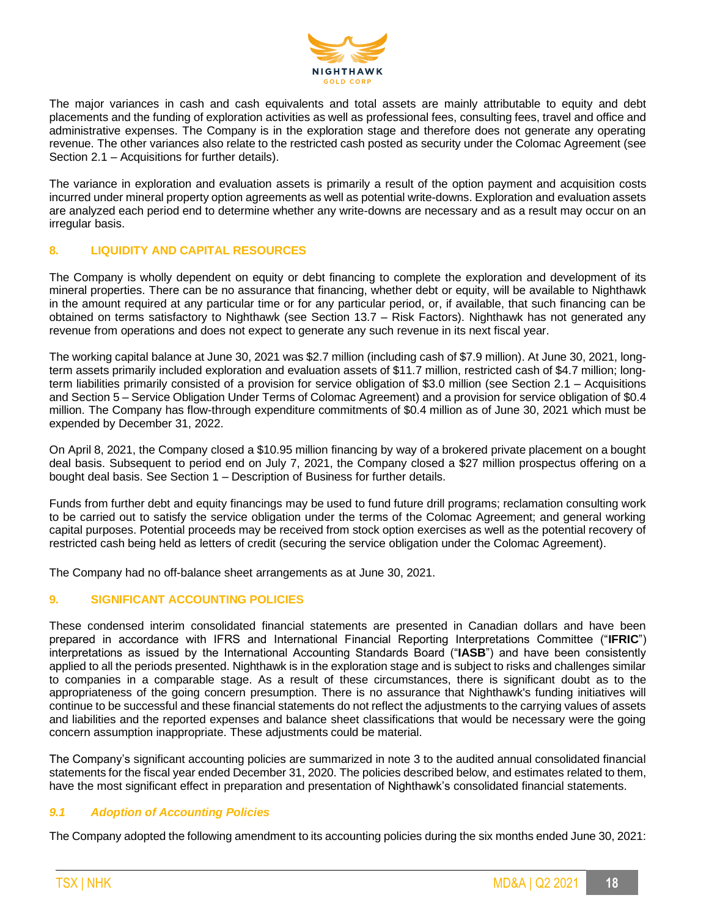The major variances in cash and cash equivalents and total assets are mainly attributable to equity and debt placements and the funding of exploration activities as well as professional fees, consulting fees, travel and office and administrative expenses. The Company is in the exploration stage and therefore does not generate any operating revenue. The other variances also relate to the restricted cash posted as security under the Colomac Agreement (see Section 2.1 – Acquisitions for further details).

The variance in exploration and evaluation assets is primarily a result of the option payment and acquisition costs incurred under mineral property option agreements as well as potential write-downs. Exploration and evaluation assets are analyzed each period end to determine whether any write-downs are necessary and as a result may occur on an irregular basis.

## 8. LIQUIDITY AND CAPITAL RESOURCES

The Company is wholly dependent on equity or debt financing to complete the exploration and development of its mineral properties. There can be no assurance that financing, whether debt or equity, will be available to Nighthawk in the amount required at any particular time or for any particular period, or, if available, that such financing can be obtained on terms satisfactory to Nighthawk (see Section 13.7 – Risk Factors). Nighthawk has not generated any revenue from operations and does not expect to generate any such revenue in its next fiscal year.

The working capital balance at June 30, 2021 was $2.7 million (including cash of $7.9 million). At June 30, 2021, long-term assets primarily included exploration and evaluation assets of $11.7 million, restricted cash of $4.7 million; long-term liabilities primarily consisted of a provision for service obligation of $3.0 million (see Section 2.1 – Acquisitions and Section 5 – Service Obligation Under Terms of Colomac Agreement) and a provision for service obligation of $0.4 million. The Company has flow-through expenditure commitments of $0.4 million as of June 30, 2021 which must be expended by December 31, 2022.

On April 8, 2021, the Company closed a $10.95 million financing by way of a brokered private placement on a bought deal basis. Subsequent to period end on July 7, 2021, the Company closed a $27 million prospectus offering on a bought deal basis. See Section 1 – Description of Business for further details.

Funds from further debt and equity financings may be used to fund future drill programs; reclamation consulting work to be carried out to satisfy the service obligation under the terms of the Colomac Agreement; and general working capital purposes. Potential proceeds may be received from stock option exercises as well as the potential recovery of restricted cash being held as letters of credit (securing the service obligation under the Colomac Agreement).

The Company had no off-balance sheet arrangements as at June 30, 2021.

## 9. SIGNIFICANT ACCOUNTING POLICIES

These condensed interim consolidated financial statements are presented in Canadian dollars and have been prepared in accordance with IFRS and International Financial Reporting Interpretations Committee ("**IFRIC**") interpretations as issued by the International Accounting Standards Board ("**IASB**") and have been consistently applied to all the periods presented. Nighthawk is in the exploration stage and is subject to risks and challenges similar to companies in a comparable stage. As a result of these circumstances, there is significant doubt as to the appropriateness of the going concern presumption. There is no assurance that Nighthawk's funding initiatives will continue to be successful and these financial statements do not reflect the adjustments to the carrying values of assets and liabilities and the reported expenses and balance sheet classifications that would be necessary were the going concern assumption inappropriate. These adjustments could be material.

The Company's significant accounting policies are summarized in note 3 to the audited annual consolidated financial statements for the fiscal year ended December 31, 2020. The policies described below, and estimates related to them, have the most significant effect in preparation and presentation of Nighthawk's consolidated financial statements.

### *9.1 Adoption of Accounting Policies*

The Company adopted the following amendment to its accounting policies during the six months ended June 30, 2021: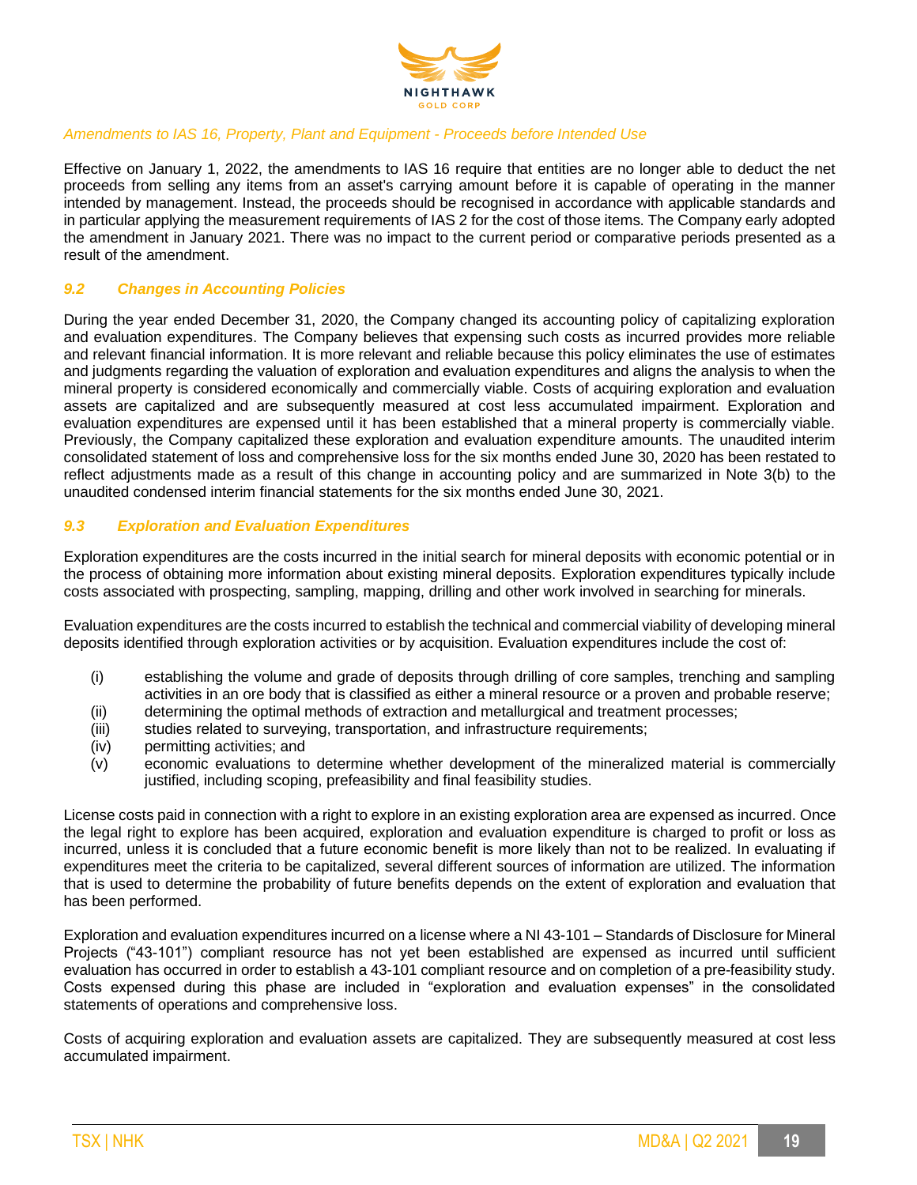*Amendments to IAS 16, Property, Plant and Equipment - Proceeds before Intended Use*

Effective on January 1, 2022, the amendments to IAS 16 require that entities are no longer able to deduct the net proceeds from selling any items from an asset's carrying amount before it is capable of operating in the manner intended by management. Instead, the proceeds should be recognised in accordance with applicable standards and in particular applying the measurement requirements of IAS 2 for the cost of those items. The Company early adopted the amendment in January 2021. There was no impact to the current period or comparative periods presented as a result of the amendment.

### *9.2 Changes in Accounting Policies*

During the year ended December 31, 2020, the Company changed its accounting policy of capitalizing exploration and evaluation expenditures. The Company believes that expensing such costs as incurred provides more reliable and relevant financial information. It is more relevant and reliable because this policy eliminates the use of estimates and judgments regarding the valuation of exploration and evaluation expenditures and aligns the analysis to when the mineral property is considered economically and commercially viable. Costs of acquiring exploration and evaluation assets are capitalized and are subsequently measured at cost less accumulated impairment. Exploration and evaluation expenditures are expensed until it has been established that a mineral property is commercially viable. Previously, the Company capitalized these exploration and evaluation expenditure amounts. The unaudited interim consolidated statement of loss and comprehensive loss for the six months ended June 30, 2020 has been restated to reflect adjustments made as a result of this change in accounting policy and are summarized in Note 3(b) to the unaudited condensed interim financial statements for the six months ended June 30, 2021.

### *9.3 Exploration and Evaluation Expenditures*

Exploration expenditures are the costs incurred in the initial search for mineral deposits with economic potential or in the process of obtaining more information about existing mineral deposits. Exploration expenditures typically include costs associated with prospecting, sampling, mapping, drilling and other work involved in searching for minerals.

Evaluation expenditures are the costs incurred to establish the technical and commercial viability of developing mineral deposits identified through exploration activities or by acquisition. Evaluation expenditures include the cost of:

- (i) establishing the volume and grade of deposits through drilling of core samples, trenching and sampling activities in an ore body that is classified as either a mineral resource or a proven and probable reserve;
- (ii) determining the optimal methods of extraction and metallurgical and treatment processes;
- (iii) studies related to surveying, transportation, and infrastructure requirements;
- (iv) permitting activities; and
- (v) economic evaluations to determine whether development of the mineralized material is commercially justified, including scoping, prefeasibility and final feasibility studies.

License costs paid in connection with a right to explore in an existing exploration area are expensed as incurred. Once the legal right to explore has been acquired, exploration and evaluation expenditure is charged to profit or loss as incurred, unless it is concluded that a future economic benefit is more likely than not to be realized. In evaluating if expenditures meet the criteria to be capitalized, several different sources of information are utilized. The information that is used to determine the probability of future benefits depends on the extent of exploration and evaluation that has been performed.

Exploration and evaluation expenditures incurred on a license where a NI 43-101 – Standards of Disclosure for Mineral Projects ("43-101") compliant resource has not yet been established are expensed as incurred until sufficient evaluation has occurred in order to establish a 43-101 compliant resource and on completion of a pre-feasibility study. Costs expensed during this phase are included in "exploration and evaluation expenses" in the consolidated statements of operations and comprehensive loss.

Costs of acquiring exploration and evaluation assets are capitalized. They are subsequently measured at cost less accumulated impairment.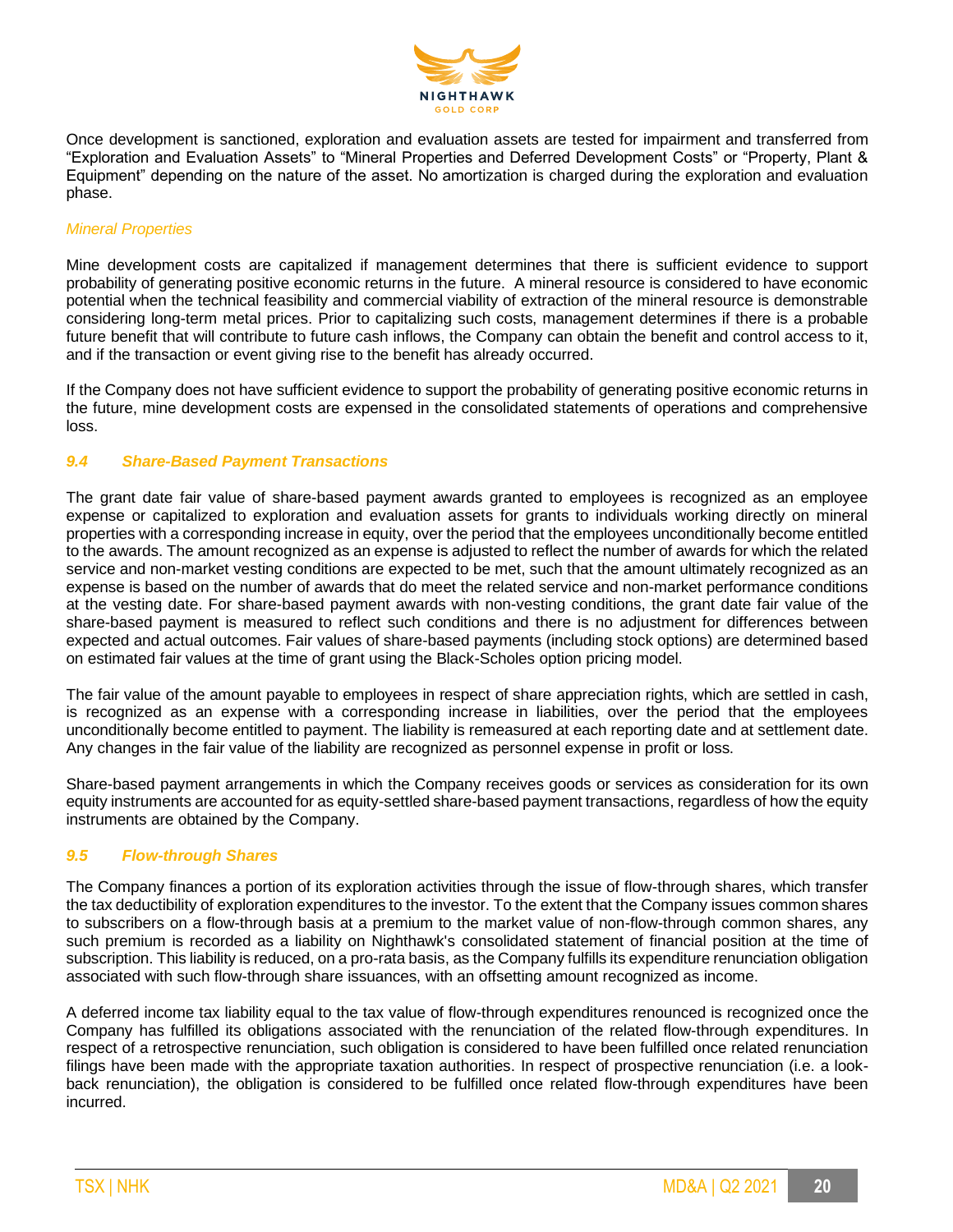Once development is sanctioned, exploration and evaluation assets are tested for impairment and transferred from "Exploration and Evaluation Assets" to "Mineral Properties and Deferred Development Costs" or "Property, Plant & Equipment" depending on the nature of the asset. No amortization is charged during the exploration and evaluation phase.

*Mineral Properties*

Mine development costs are capitalized if management determines that there is sufficient evidence to support probability of generating positive economic returns in the future. A mineral resource is considered to have economic potential when the technical feasibility and commercial viability of extraction of the mineral resource is demonstrable considering long-term metal prices. Prior to capitalizing such costs, management determines if there is a probable future benefit that will contribute to future cash inflows, the Company can obtain the benefit and control access to it, and if the transaction or event giving rise to the benefit has already occurred.

If the Company does not have sufficient evidence to support the probability of generating positive economic returns in the future, mine development costs are expensed in the consolidated statements of operations and comprehensive loss.

### *9.4 Share-Based Payment Transactions*

The grant date fair value of share-based payment awards granted to employees is recognized as an employee expense or capitalized to exploration and evaluation assets for grants to individuals working directly on mineral properties with a corresponding increase in equity, over the period that the employees unconditionally become entitled to the awards. The amount recognized as an expense is adjusted to reflect the number of awards for which the related service and non-market vesting conditions are expected to be met, such that the amount ultimately recognized as an expense is based on the number of awards that do meet the related service and non-market performance conditions at the vesting date. For share-based payment awards with non-vesting conditions, the grant date fair value of the share-based payment is measured to reflect such conditions and there is no adjustment for differences between expected and actual outcomes. Fair values of share-based payments (including stock options) are determined based on estimated fair values at the time of grant using the Black-Scholes option pricing model.

The fair value of the amount payable to employees in respect of share appreciation rights, which are settled in cash, is recognized as an expense with a corresponding increase in liabilities, over the period that the employees unconditionally become entitled to payment. The liability is remeasured at each reporting date and at settlement date. Any changes in the fair value of the liability are recognized as personnel expense in profit or loss.

Share-based payment arrangements in which the Company receives goods or services as consideration for its own equity instruments are accounted for as equity-settled share-based payment transactions, regardless of how the equity instruments are obtained by the Company.

### *9.5 Flow-through Shares*

The Company finances a portion of its exploration activities through the issue of flow-through shares, which transfer the tax deductibility of exploration expenditures to the investor. To the extent that the Company issues common shares to subscribers on a flow-through basis at a premium to the market value of non-flow-through common shares, any such premium is recorded as a liability on Nighthawk's consolidated statement of financial position at the time of subscription. This liability is reduced, on a pro-rata basis, as the Company fulfills its expenditure renunciation obligation associated with such flow-through share issuances, with an offsetting amount recognized as income.

A deferred income tax liability equal to the tax value of flow-through expenditures renounced is recognized once the Company has fulfilled its obligations associated with the renunciation of the related flow-through expenditures. In respect of a retrospective renunciation, such obligation is considered to have been fulfilled once related renunciation filings have been made with the appropriate taxation authorities. In respect of prospective renunciation (i.e. look-back renunciation), the obligation is considered to be fulfilled once related flow-through expenditures have been incurred.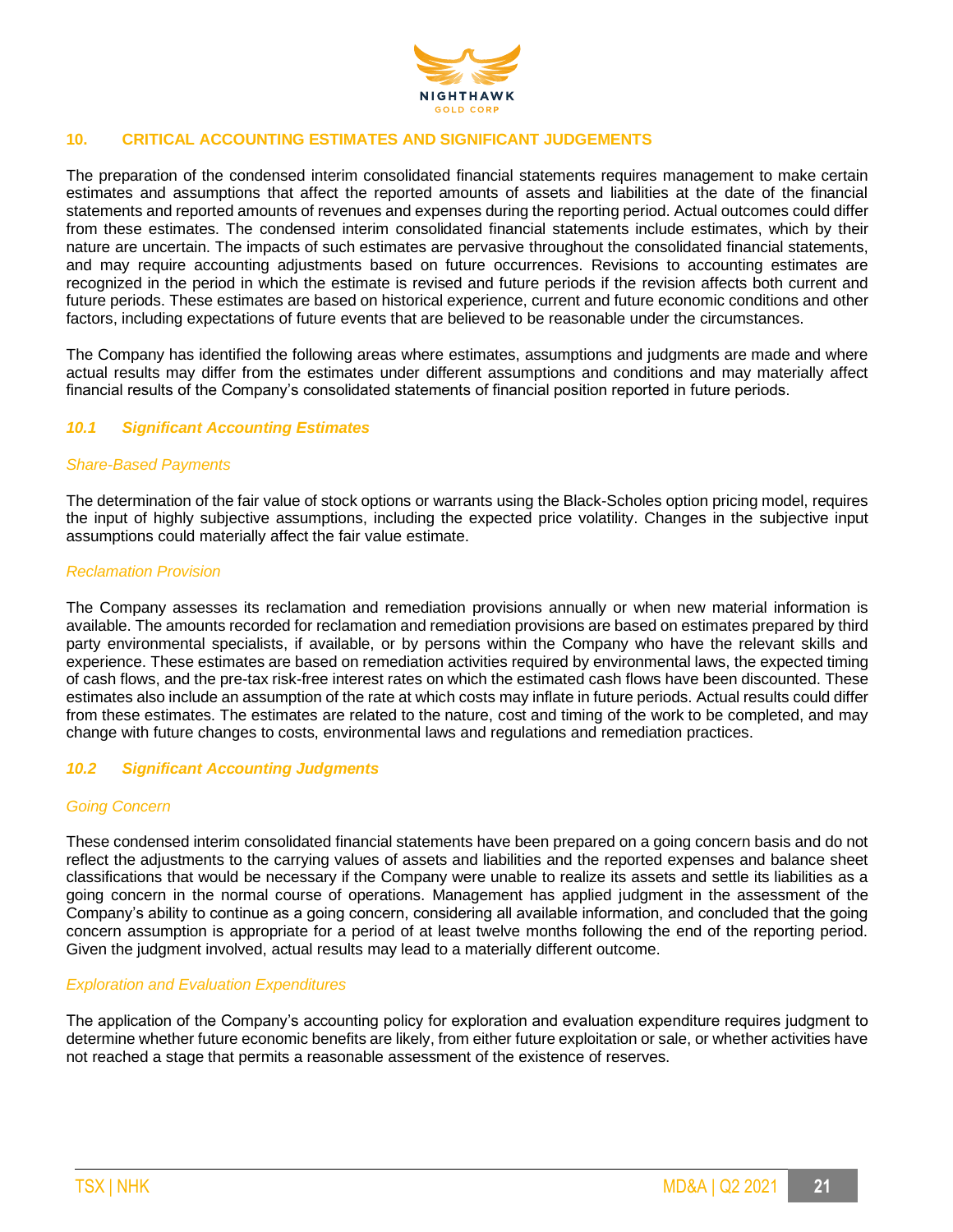## 10. CRITICAL ACCOUNTING ESTIMATES AND SIGNIFICANT JUDGEMENTS

The preparation of the condensed interim consolidated financial statements requires management to make certain estimates and assumptions that affect the reported amounts of assets and liabilities at the date of the financial statements and reported amounts of revenues and expenses during the reporting period. Actual outcomes could differ from these estimates. The condensed interim consolidated financial statements include estimates, which by their nature are uncertain. The impacts of such estimates are pervasive throughout the consolidated financial statements, and may require accounting adjustments based on future occurrences. Revisions to accounting estimates are recognized in the period in which the estimate is revised and future periods if the revision affects both current and future periods. These estimates are based on historical experience, current and future economic conditions and other factors, including expectations of future events that are believed to be reasonable under the circumstances.

The Company has identified the following areas where estimates, assumptions and judgments are made and where actual results may differ from the estimates under different assumptions and conditions and may materially affect financial results of the Company's consolidated statements of financial position reported in future periods.

### *10.1 Significant Accounting Estimates*

*Share-Based Payments*

The determination of the fair value of stock options or warrants using the Black-Scholes option pricing model, requires the input of highly subjective assumptions, including the expected price volatility. Changes in the subjective input assumptions could materially affect the fair value estimate.

*Reclamation Provision*

The Company assesses its reclamation and remediation provisions annually or when new material information is available. The amounts recorded for reclamation and remediation provisions are based on estimates prepared by third party environmental specialists, if available, or by persons within the Company who have the relevant skills and experience. These estimates are based on remediation activities required by environmental laws, the expected timing of cash flows, and the pre-tax risk-free interest rates on which the estimated cash flows have been discounted. These estimates also include an assumption of the rate at which costs may inflate in future periods. Actual results could differ from these estimates. The estimates are related to the nature, cost and timing of the work to be completed, and may change with future changes to costs, environmental laws and regulations and remediation practices.

### *10.2 Significant Accounting Judgments*

*Going Concern*

These condensed interim consolidated financial statements have been prepared on a going concern basis and do not reflect the adjustments to the carrying values of assets and liabilities and the reported expenses and balance sheet classifications that would be necessary if the Company were unable to realize its assets and settle its liabilities as a going concern in the normal course of operations. Management has applied judgment in the assessment of the Company's ability to continue as a going concern, considering all available information, and concluded that the going concern assumption is appropriate for a period of at least twelve months following the end of the reporting period. Given the judgment involved, actual results may lead to a materially different outcome.

*Exploration and Evaluation Expenditures*

The application of the Company's accounting policy for exploration and evaluation expenditure requires judgment to determine whether future economic benefits are likely, from either future exploitation or sale, or whether activities have not reached a stage that permits a reasonable assessment of the existence of reserves.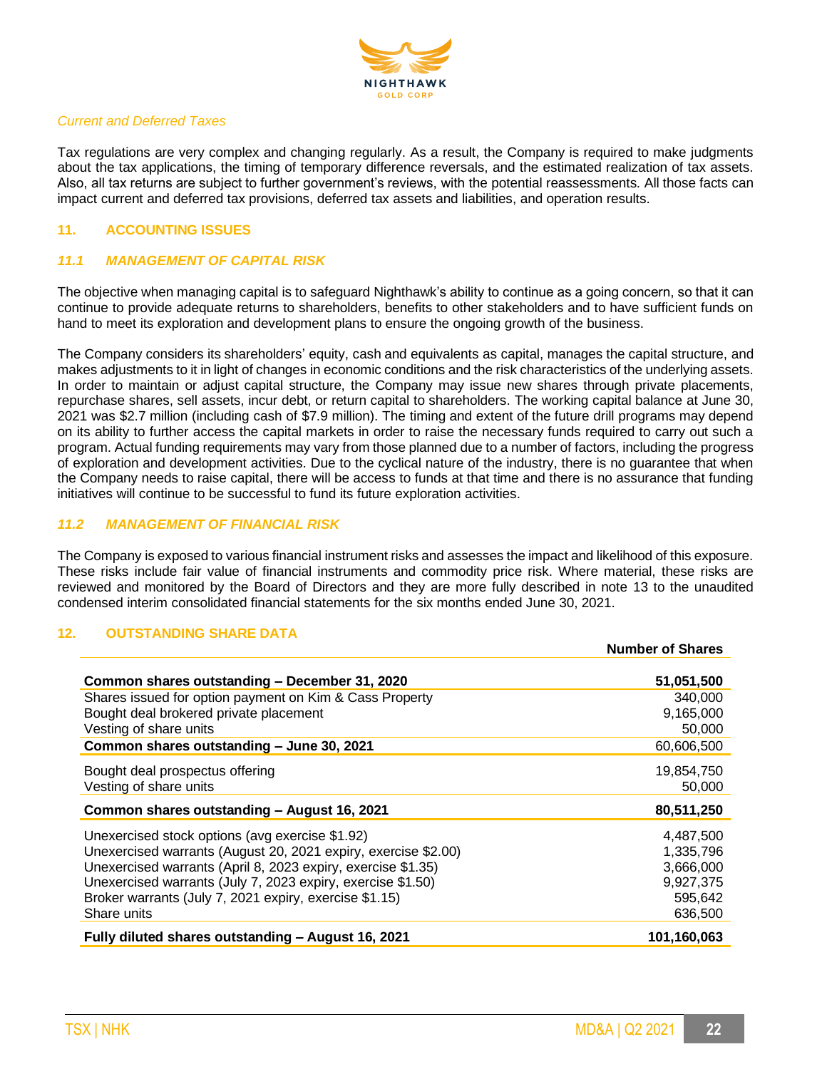*Current and Deferred Taxes*

Tax regulations are very complex and changing regularly. As a result, the Company is required to make judgments about the tax applications, the timing of temporary difference reversals, and the estimated realization of tax assets. Also, all tax returns are subject to further government's reviews, with the potential reassessments. All those facts can impact current and deferred tax provisions, deferred tax assets and liabilities, and operation results.

## 11. ACCOUNTING ISSUES

### *11.1 MANAGEMENT OF CAPITAL RISK*

The objective when managing capital is to safeguard Nighthawk's ability to continue as a going concern, so that it can continue to provide adequate returns to shareholders, benefits to other stakeholders and to have sufficient funds on hand to meet its exploration and development plans to ensure the ongoing growth of the business.

The Company considers its shareholders' equity, cash and equivalents as capital, manages the capital structure, and makes adjustments to it in light of changes in economic conditions and the risk characteristics of the underlying assets. In order to maintain or adjust capital structure, the Company may issue new shares through private placements, repurchase shares, sell assets, incur debt, or return capital to shareholders. The working capital balance at June 30, 2021 was $2.7 million (including cash of $7.9 million). The timing and extent of the future drill programs may depend on its ability to further access the capital markets in order to raise the necessary funds required to carry out such a program. Actual funding requirements may vary from those planned due to a number of factors, including the progress of exploration and development activities. Due to the cyclical nature of the industry, there is no guarantee that when the Company needs to raise capital, there will be access to funds at that time and there is no assurance that funding initiatives will continue to be successful to fund its future exploration activities.

### *11.2 MANAGEMENT OF FINANCIAL RISK*

The Company is exposed to various financial instrument risks and assesses the impact and likelihood of this exposure. These risks include fair value of financial instruments and commodity price risk. Where material, these risks are reviewed and monitored by the Board of Directors and they are more fully described in note 13 to the unaudited condensed interim consolidated financial statements for the six months ended June 30, 2021.

## 12. OUTSTANDING SHARE DATA

| | **Number of Shares** |
|---|---|
| **Common shares outstanding – December 31, 2020** | **51,051,500** |
| Shares issued for option payment on Kim & Cass Property | 340,000 |
| Bought deal brokered private placement | 9,165,000 |
| Vesting of share units | 50,000 |
| **Common shares outstanding – June 30, 2021** | 60,606,500 |
| Bought deal prospectus offering | 19,854,750 |
| Vesting of share units | 50,000 |
| **Common shares outstanding – August 16, 2021** | **80,511,250** |
| Unexercised stock options (avg exercise $1.92) | 4,487,500 |
| Unexercised warrants (August 20, 2021 expiry, exercise $2.00) | 1,335,796 |
| Unexercised warrants (April 8, 2023 expiry, exercise $1.35) | 3,666,000 |
| Unexercised warrants (July 7, 2023 expiry, exercise $1.50) | 9,927,375 |
| Broker warrants (July 7, 2021 expiry, exercise $1.15) | 595,642 |
| Share units | 636,500 |
| **Fully diluted shares outstanding – August 16, 2021** | **101,160,063** |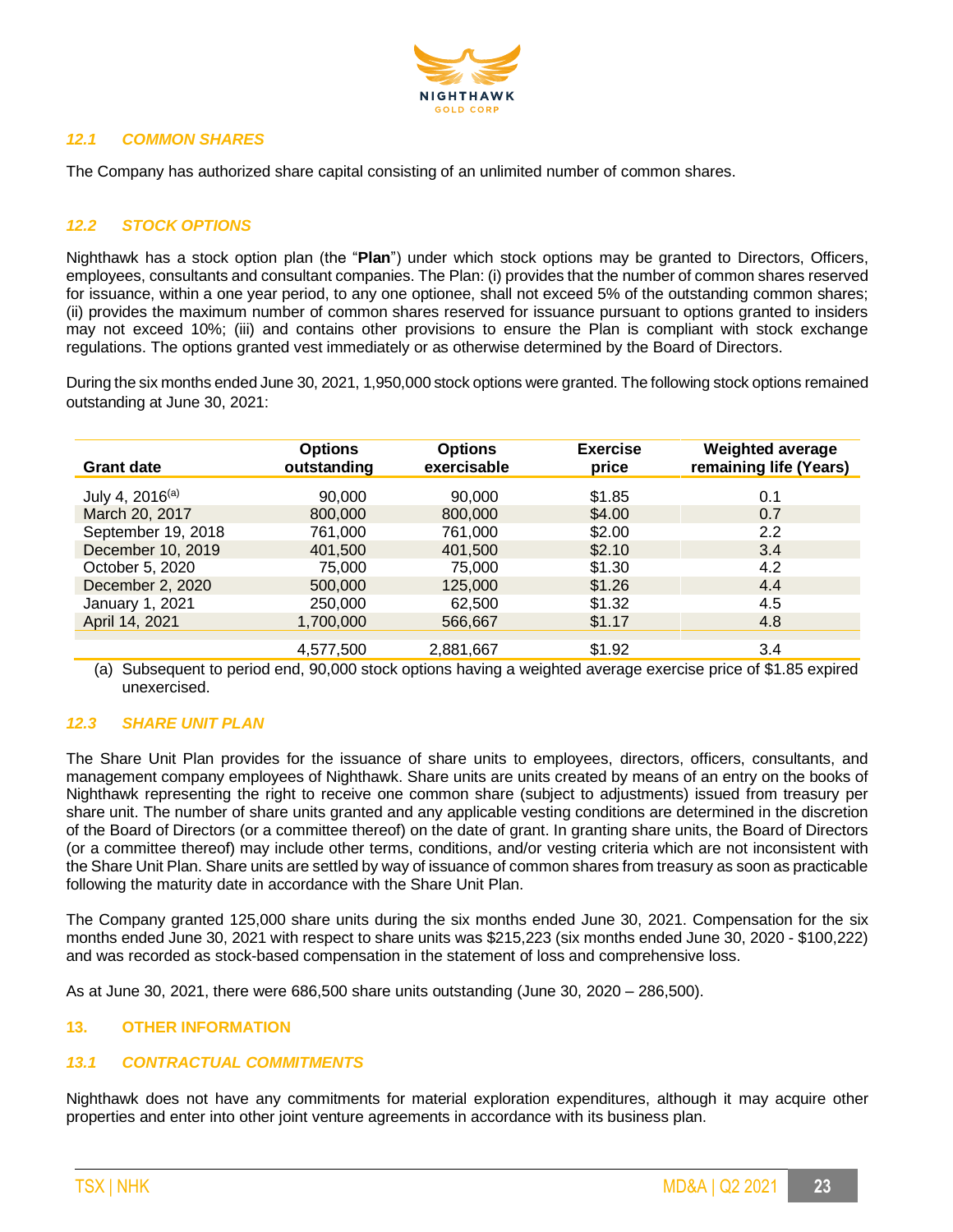### *12.1 COMMON SHARES*

The Company has authorized share capital consisting of an unlimited number of common shares.

### *12.2 STOCK OPTIONS*

Nighthawk has a stock option plan (the "**Plan**") under which stock options may be granted to Directors, Officers, employees, consultants and consultant companies. The Plan: (i) provides that the number of common shares reserved for issuance, within a one year period, to any one optionee, shall not exceed 5% of the outstanding common shares; (ii) provides the maximum number of common shares reserved for issuance pursuant to options granted to insiders may not exceed 10%; (iii) and contains other provisions to ensure the Plan is compliant with stock exchange regulations. The options granted vest immediately or as otherwise determined by the Board of Directors.

During the six months ended June 30, 2021, 1,950,000 stock options were granted. The following stock options remained outstanding at June 30, 2021:

| Grant date | Options outstanding | Options exercisable | Exercise price | Weighted average remaining life (Years) |
|---|---|---|---|---|
| July 4, 2016[a] | 90,000 | 90,000 | $1.85 | 0.1 |
| March 20, 2017 | 800,000 | 800,000 | $4.00 | 0.7 |
| September 19, 2018 | 761,000 | 761,000 | $2.00 | 2.2 |
| December 10, 2019 | 401,500 | 401,500 | $2.10 | 3.4 |
| October 5, 2020 | 75,000 | 75,000 | $1.30 | 4.2 |
| December 2, 2020 | 500,000 | 125,000 | $1.26 | 4.4 |
| January 1, 2021 | 250,000 | 62,500 | $1.32 | 4.5 |
| April 14, 2021 | 1,700,000 | 566,667 | $1.17 | 4.8 |
| | 4,577,500 | 2,881,667 | $1.92 | 3.4 |

(a) Subsequent to period end, 90,000 stock options having a weighted average exercise price of $1.85 expired unexercised.

### *12.3 SHARE UNIT PLAN*

The Share Unit Plan provides for the issuance of share units to employees, directors, officers, consultants, and management company employees of Nighthawk. Share units are units created by means of an entry on the books of Nighthawk representing the right to receive one common share (subject to adjustments) issued from treasury per share unit. The number of share units granted and any applicable vesting conditions are determined in the discretion of the Board of Directors (or a committee thereof) on the date of grant. In granting share units, the Board of Directors (or a committee thereof) may include other terms, conditions, and/or vesting criteria which are not inconsistent with the Share Unit Plan. Share units are settled by way of issuance of common shares from treasury as soon as practicable following the maturity date in accordance with the Share Unit Plan.

The Company granted 125,000 share units during the six months ended June 30, 2021. Compensation for the six months ended June 30, 2021 with respect to share units was $215,223 (six months ended June 30, 2020 - $100,222) and was recorded as stock-based compensation in the statement of loss and comprehensive loss.

As at June 30, 2021, there were 686,500 share units outstanding (June 30, 2020 – 286,500).

## 13. OTHER INFORMATION

### *13.1 CONTRACTUAL COMMITMENTS*

Nighthawk does not have any commitments for material exploration expenditures, although it may acquire other properties and enter into other joint venture agreements in accordance with its business plan.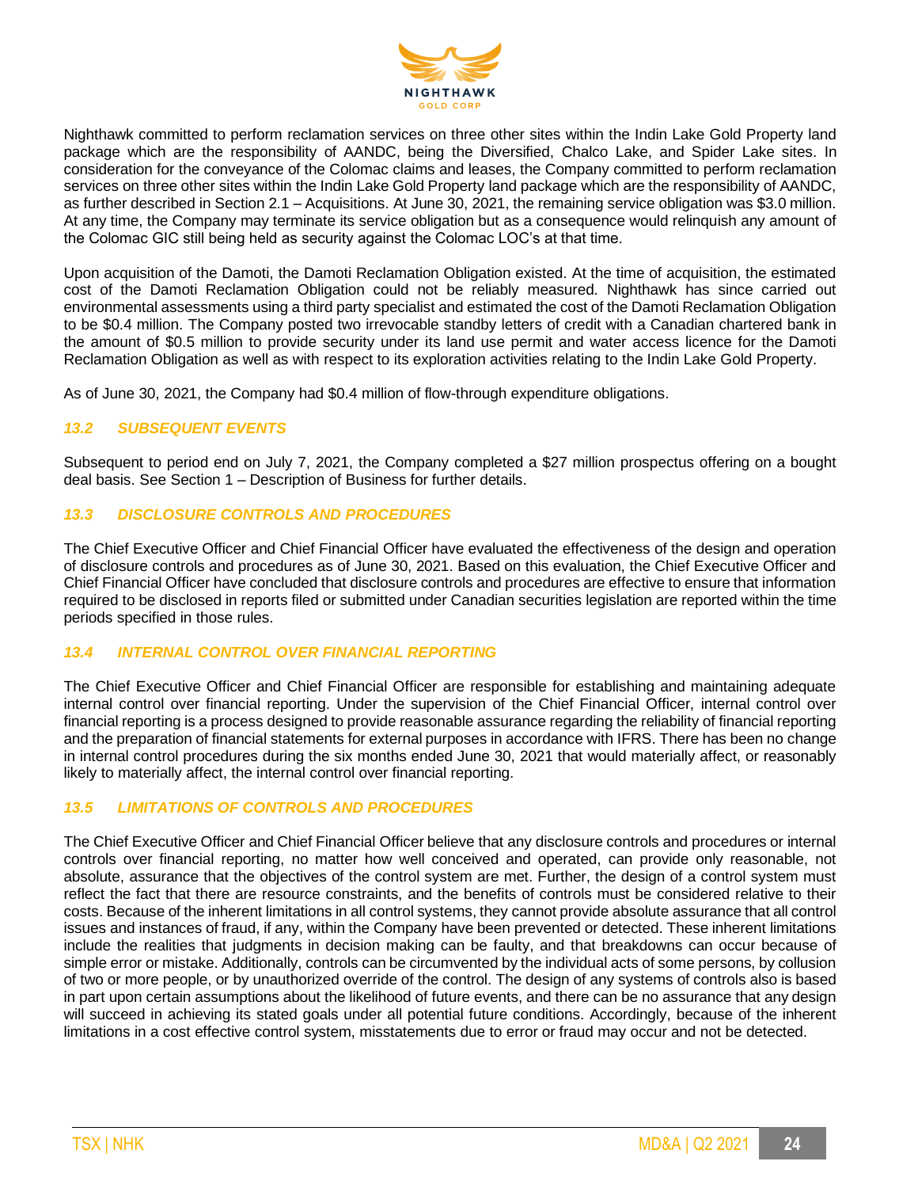Nighthawk committed to perform reclamation services on three other sites within the Indin Lake Gold Property land package which are the responsibility of AANDC, being the Diversified, Chalco Lake, and Spider Lake sites. In consideration for the conveyance of the Colomac claims and leases, the Company committed to perform reclamation services on three other sites within the Indin Lake Gold Property land package which are the responsibility of AANDC, as further described in Section 2.1 – Acquisitions. At June 30, 2021, the remaining service obligation was $3.0 million. At any time, the Company may terminate its service obligation but as a consequence would relinquish any amount of the Colomac GIC still being held as security against the Colomac LOC's at that time.

Upon acquisition of the Damoti, the Damoti Reclamation Obligation existed. At the time of acquisition, the estimated cost of the Damoti Reclamation Obligation could not be reliably measured. Nighthawk has since carried out environmental assessments using a third party specialist and estimated the cost of the Damoti Reclamation Obligation to be $0.4 million. The Company posted two irrevocable standby letters of credit with a Canadian chartered bank in the amount of $0.5 million to provide security under its land use permit and water access licence for the Damoti Reclamation Obligation as well as with respect to its exploration activities relating to the Indin Lake Gold Property.

As of June 30, 2021, the Company had $0.4 million of flow-through expenditure obligations.

### *13.2 SUBSEQUENT EVENTS*

Subsequent to period end on July 7, 2021, the Company completed a $27 million prospectus offering on a bought deal basis. See Section 1 – Description of Business for further details.

### *13.3 DISCLOSURE CONTROLS AND PROCEDURES*

The Chief Executive Officer and Chief Financial Officer have evaluated the effectiveness of the design and operation of disclosure controls and procedures as of June 30, 2021. Based on this evaluation, the Chief Executive Officer and Chief Financial Officer have concluded that disclosure controls and procedures are effective to ensure that information required to be disclosed in reports filed or submitted under Canadian securities legislation are reported within the time periods specified in those rules.

### *13.4 INTERNAL CONTROL OVER FINANCIAL REPORTING*

The Chief Executive Officer and Chief Financial Officer are responsible for establishing and maintaining adequate internal control over financial reporting. Under the supervision of the Chief Financial Officer, internal control over financial reporting is a process designed to provide reasonable assurance regarding the reliability of financial reporting and the preparation of financial statements for external purposes in accordance with IFRS. There has been no change in internal control procedures during the six months ended June 30, 2021 that would materially affect, or reasonably likely to materially affect, the internal control over financial reporting.

### *13.5 LIMITATIONS OF CONTROLS AND PROCEDURES*

The Chief Executive Officer and Chief Financial Officer believe that any disclosure controls and procedures or internal controls over financial reporting, no matter how well conceived and operated, can provide only reasonable, not absolute, assurance that the objectives of the control system are met. Further, the design of a control system must reflect the fact that there are resource constraints, and the benefits of controls must be considered relative to their costs. Because of the inherent limitations in all control systems, they cannot provide absolute assurance that all control issues and instances of fraud, if any, within the Company have been prevented or detected. These inherent limitations include the realities that judgments in decision making can be faulty, and that breakdowns can occur because of simple error or mistake. Additionally, controls can be circumvented by the individual acts of some persons, by collusion of two or more people, or by unauthorized override of the control. The design of any systems of controls also is based in part upon certain assumptions about the likelihood of future events, and there can be no assurance that any design will succeed in achieving its stated goals under all potential future conditions. Accordingly, because of the inherent limitations in a cost effective control system, misstatements due to error or fraud may occur and not be detected.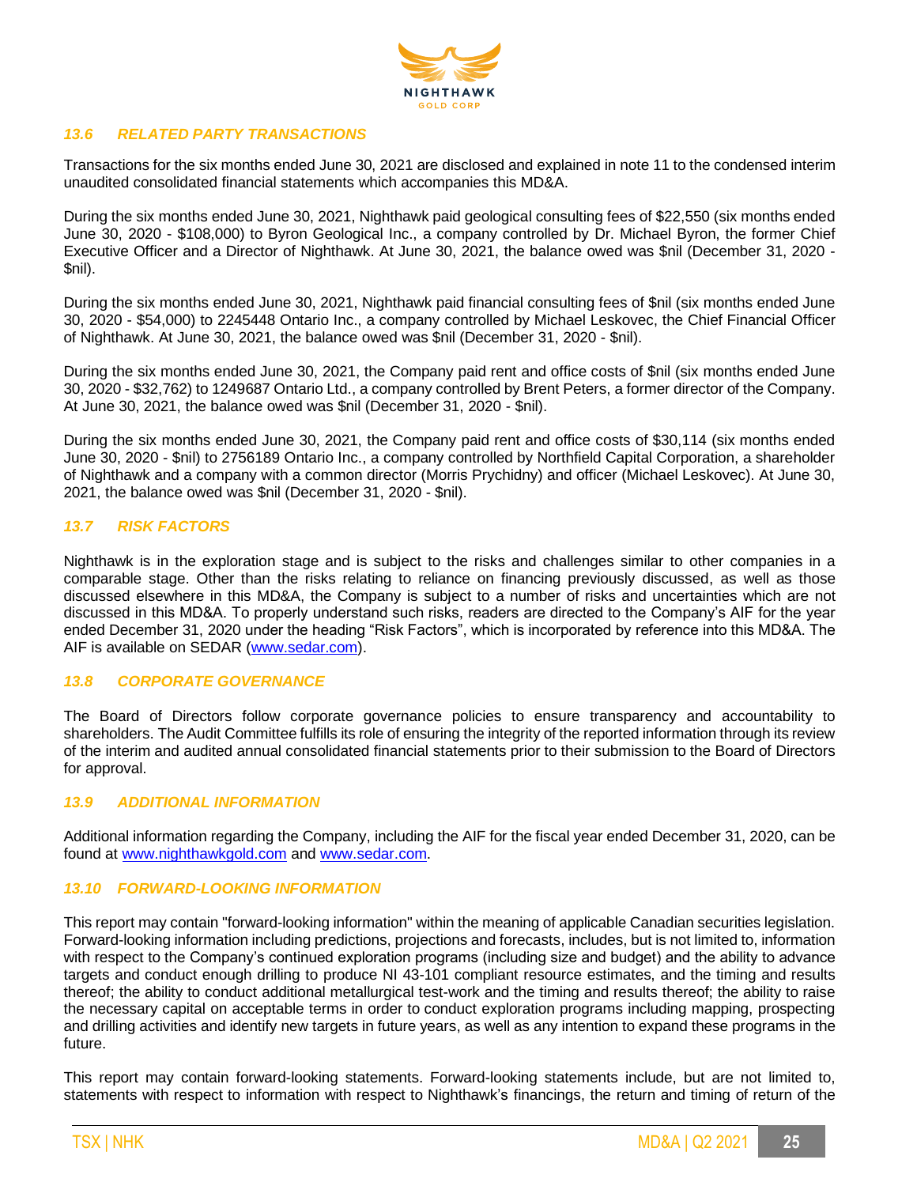### *13.6 RELATED PARTY TRANSACTIONS*

Transactions for the six months ended June 30, 2021 are disclosed and explained in note 11 to the condensed interim unaudited consolidated financial statements which accompanies this MD&A.

During the six months ended June 30, 2021, Nighthawk paid geological consulting fees of $22,550 (six months ended June 30, 2020 - $108,000) to Byron Geological Inc., a company controlled by Dr. Michael Byron, the former Chief Executive Officer and a Director of Nighthawk. At June 30, 2021, the balance owed was $nil (December 31, 2020 - $nil).

During the six months ended June 30, 2021, Nighthawk paid financial consulting fees of $nil (six months ended June 30, 2020 - $54,000) to 2245448 Ontario Inc., a company controlled by Michael Leskovec, the Chief Financial Officer of Nighthawk. At June 30, 2021, the balance owed was $nil (December 31, 2020 - $nil).

During the six months ended June 30, 2021, the Company paid rent and office costs of $nil (six months ended June 30, 2020 - $32,762) to 1249687 Ontario Ltd., a company controlled by Brent Peters, a former director of the Company. At June 30, 2021, the balance owed was $nil (December 31, 2020 - $nil).

During the six months ended June 30, 2021, the Company paid rent and office costs of $30,114 (six months ended June 30, 2020 - $nil) to 2756189 Ontario Inc., a company controlled by Northfield Capital Corporation, a shareholder of Nighthawk and a company with a common director (Morris Prychidny) and officer (Michael Leskovec). At June 30, 2021, the balance owed was $nil (December 31, 2020 - $nil).

### *13.7 RISK FACTORS*

Nighthawk is in the exploration stage and is subject to the risks and challenges similar to other companies in a comparable stage. Other than the risks relating to reliance on financing previously discussed, as well as those discussed elsewhere in this MD&A, the Company is subject to a number of risks and uncertainties which are not discussed in this MD&A. To properly understand such risks, readers are directed to the Company's AIF for the year ended December 31, 2020 under the heading "Risk Factors", which is incorporated by reference into this MD&A. The AIF is available on SEDAR (www.sedar.com).

### *13.8 CORPORATE GOVERNANCE*

The Board of Directors follow corporate governance policies to ensure transparency and accountability to shareholders. The Audit Committee fulfills its role of ensuring the integrity of the reported information through its review of the interim and audited annual consolidated financial statements prior to their submission to the Board of Directors for approval.

### *13.9 ADDITIONAL INFORMATION*

Additional information regarding the Company, including the AIF for the fiscal year ended December 31, 2020, can be found at www.nighthawkgold.com and www.sedar.com.

### *13.10 FORWARD-LOOKING INFORMATION*

This report may contain "forward-looking information" within the meaning of applicable Canadian securities legislation. Forward-looking information including predictions, projections and forecasts, includes, but is not limited to, information with respect to the Company's continued exploration programs (including size and budget) and the ability to advance targets and conduct enough drilling to produce NI 43-101 compliant resource estimates, and the timing and results thereof; the ability to conduct additional metallurgical test-work and the timing and results thereof; the ability to raise the necessary capital on acceptable terms in order to conduct exploration programs including mapping, prospecting and drilling activities and identify new targets in future years, as well as any intention to expand these programs in the future.

This report may contain forward-looking statements. Forward-looking statements include, but are not limited to, statements with respect to information with respect to Nighthawk's financings, the return and timing of return of the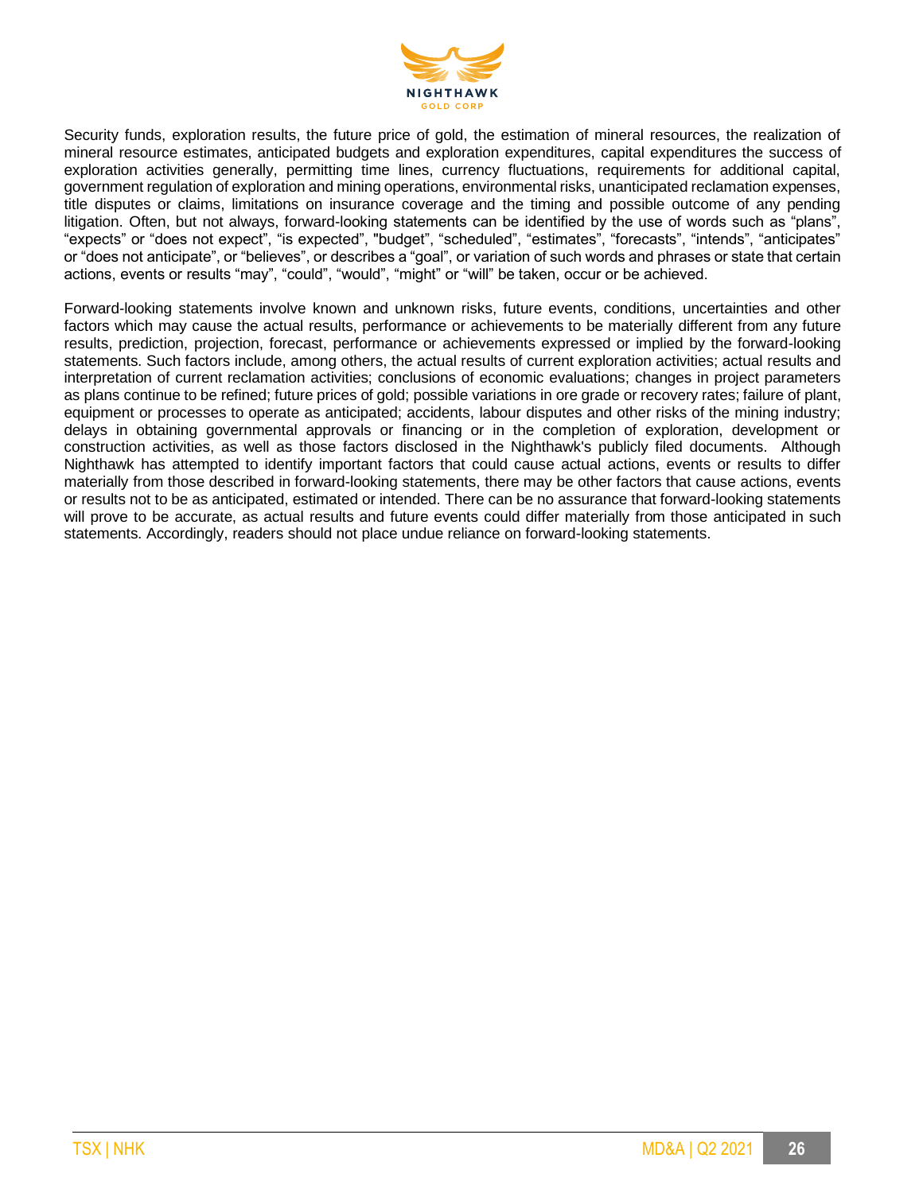Security funds, exploration results, the future price of gold, the estimation of mineral resources, the realization of mineral resource estimates, anticipated budgets and exploration expenditures, capital expenditures the success of exploration activities generally, permitting time lines, currency fluctuations, requirements for additional capital, government regulation of exploration and mining operations, environmental risks, unanticipated reclamation expenses, title disputes or claims, limitations on insurance coverage and the timing and possible outcome of any pending litigation. Often, but not always, forward-looking statements can be identified by the use of words such as "plans", "expects" or "does not expect", "is expected", "budget", "scheduled", "estimates", "forecasts", "intends", "anticipates" or "does not anticipate", or "believes", or describes a "goal", or variation of such words and phrases or state that certain actions, events or results "may", "could", "would", "might" or "will" be taken, occur or be achieved.

Forward-looking statements involve known and unknown risks, future events, conditions, uncertainties and other factors which may cause the actual results, performance or achievements to be materially different from any future results, prediction, projection, forecast, performance or achievements expressed or implied by the forward-looking statements. Such factors include, among others, the actual results of current exploration activities; actual results and interpretation of current reclamation activities; conclusions of economic evaluations; changes in project parameters as plans continue to be refined; future prices of gold; possible variations in ore grade or recovery rates; failure of plant, equipment or processes to operate as anticipated; accidents, labour disputes and other risks of the mining industry; delays in obtaining governmental approvals or financing or in the completion of exploration, development or construction activities, as well as those factors disclosed in the Nighthawk's publicly filed documents. Although Nighthawk has attempted to identify important factors that could cause actual actions, events or results to differ materially from those described in forward-looking statements, there may be other factors that cause actions, events or results not to be as anticipated, estimated or intended. There can be no assurance that forward-looking statements will prove to be accurate, as actual results and future events could differ materially from those anticipated in such statements. Accordingly, readers should not place undue reliance on forward-looking statements.